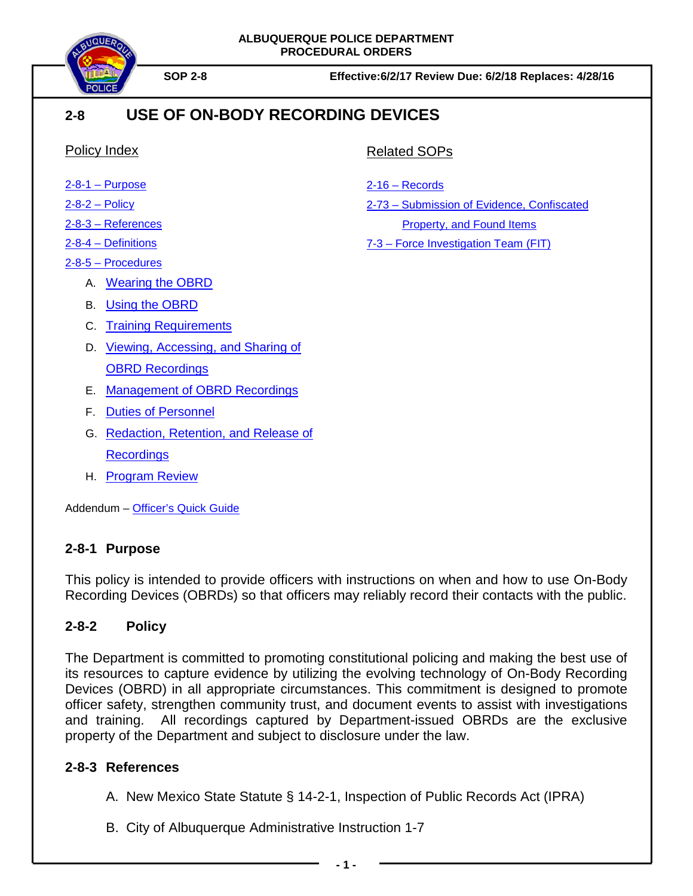ALBUQUERQUE POLICE DEPARTMENT
PROCEDURAL ORDERS

**SOP 2-8** **Effective:6/2/17 Review Due: 6/2/18 Replaces: 4/28/16**

# 2-8 USE OF ON-BODY RECORDING DEVICES

Policy Index

- 2-8-1 – Purpose
- 2-8-2 – Policy
- 2-8-3 – References
- 2-8-4 – Definitions
- 2-8-5 – Procedures
  - A. Wearing the OBRD
  - B. Using the OBRD
  - C. Training Requirements
  - D. Viewing, Accessing, and Sharing of OBRD Recordings
  - E. Management of OBRD Recordings
  - F. Duties of Personnel
  - G. Redaction, Retention, and Release of Recordings
  - H. Program Review

Addendum – Officer's Quick Guide

Related SOPs

- 2-16 – Records
- 2-73 – Submission of Evidence, Confiscated Property, and Found Items
- 7-3 – Force Investigation Team (FIT)

## 2-8-1 Purpose

This policy is intended to provide officers with instructions on when and how to use On-Body Recording Devices (OBRDs) so that officers may reliably record their contacts with the public.

## 2-8-2 Policy

The Department is committed to promoting constitutional policing and making the best use of its resources to capture evidence by utilizing the evolving technology of On-Body Recording Devices (OBRD) in all appropriate circumstances. This commitment is designed to promote officer safety, strengthen community trust, and document events to assist with investigations and training. All recordings captured by Department-issued OBRDs are the exclusive property of the Department and subject to disclosure under the law.

## 2-8-3 References

A. New Mexico State Statute § 14-2-1, Inspection of Public Records Act (IPRA)

B. City of Albuquerque Administrative Instruction 1-7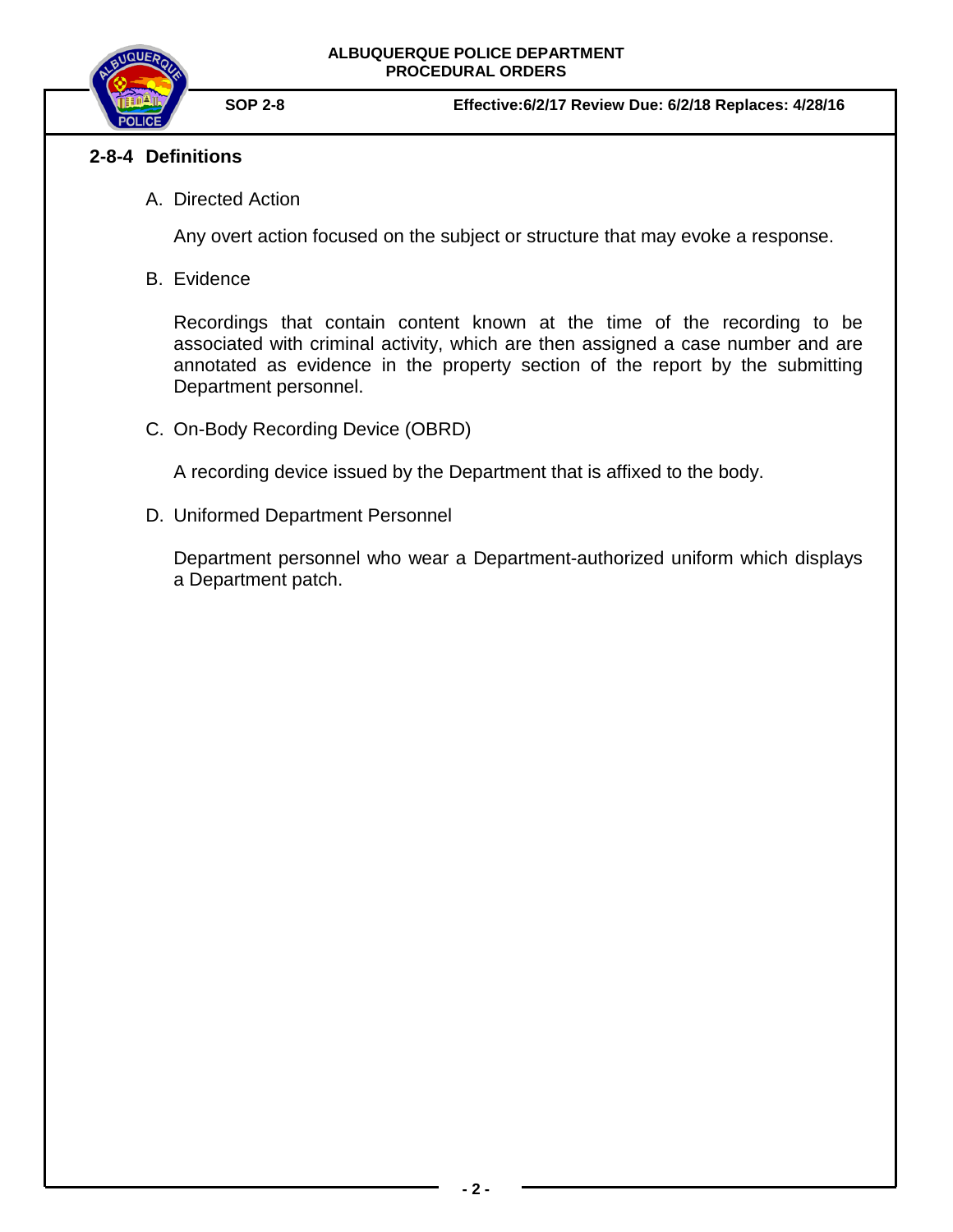## 2-8-4 Definitions

A. Directed Action

Any overt action focused on the subject or structure that may evoke a response.

B. Evidence

Recordings that contain content known at the time of the recording to be associated with criminal activity, which are then assigned a case number and are annotated as evidence in the property section of the report by the submitting Department personnel.

C. On-Body Recording Device (OBRD)

A recording device issued by the Department that is affixed to the body.

D. Uniformed Department Personnel

Department personnel who wear a Department-authorized uniform which displays a Department patch.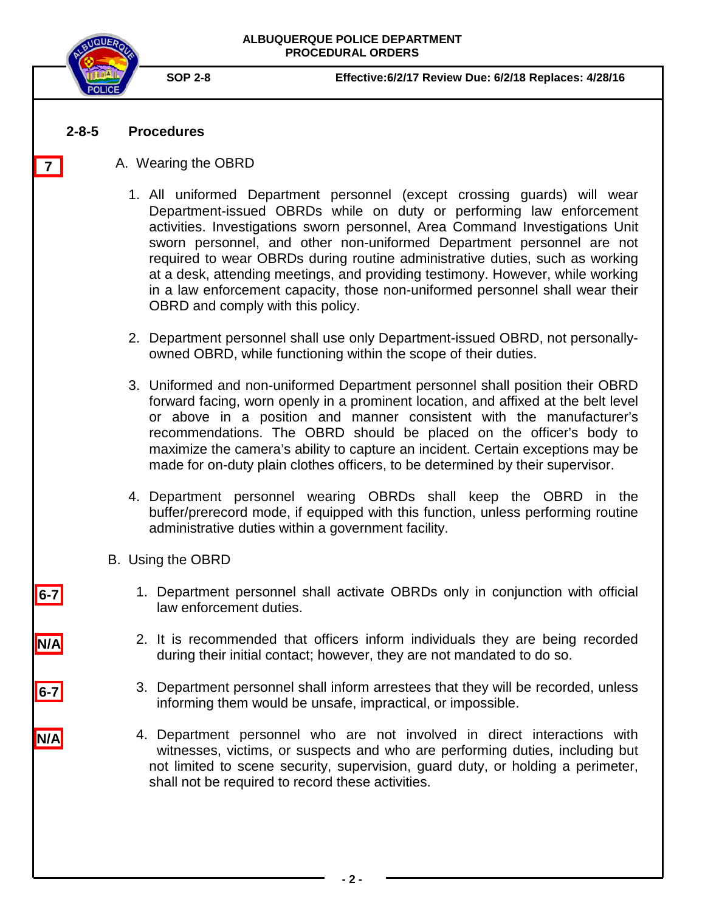## 2-8-5 Procedures

7

A. Wearing the OBRD

1. All uniformed Department personnel (except crossing guards) will wear Department-issued OBRDs while on duty or performing law enforcement activities. Investigations sworn personnel, Area Command Investigations Unit sworn personnel, and other non-uniformed Department personnel are not required to wear OBRDs during routine administrative duties, such as working at a desk, attending meetings, and providing testimony. However, while working in a law enforcement capacity, those non-uniformed personnel shall wear their OBRD and comply with this policy.

2. Department personnel shall use only Department-issued OBRD, not personally-owned OBRD, while functioning within the scope of their duties.

3. Uniformed and non-uniformed Department personnel shall position their OBRD forward facing, worn openly in a prominent location, and affixed at the belt level or above in a position and manner consistent with the manufacturer's recommendations. The OBRD should be placed on the officer's body to maximize the camera's ability to capture an incident. Certain exceptions may be made for on-duty plain clothes officers, to be determined by their supervisor.

4. Department personnel wearing OBRDs shall keep the OBRD in the buffer/prerecord mode, if equipped with this function, unless performing routine administrative duties within a government facility.

B. Using the OBRD

6-7

1. Department personnel shall activate OBRDs only in conjunction with official law enforcement duties.

N/A

2. It is recommended that officers inform individuals they are being recorded during their initial contact; however, they are not mandated to do so.

6-7

3. Department personnel shall inform arrestees that they will be recorded, unless informing them would be unsafe, impractical, or impossible.

N/A

4. Department personnel who are not involved in direct interactions with witnesses, victims, or suspects and who are performing duties, including but not limited to scene security, supervision, guard duty, or holding a perimeter, shall not be required to record these activities.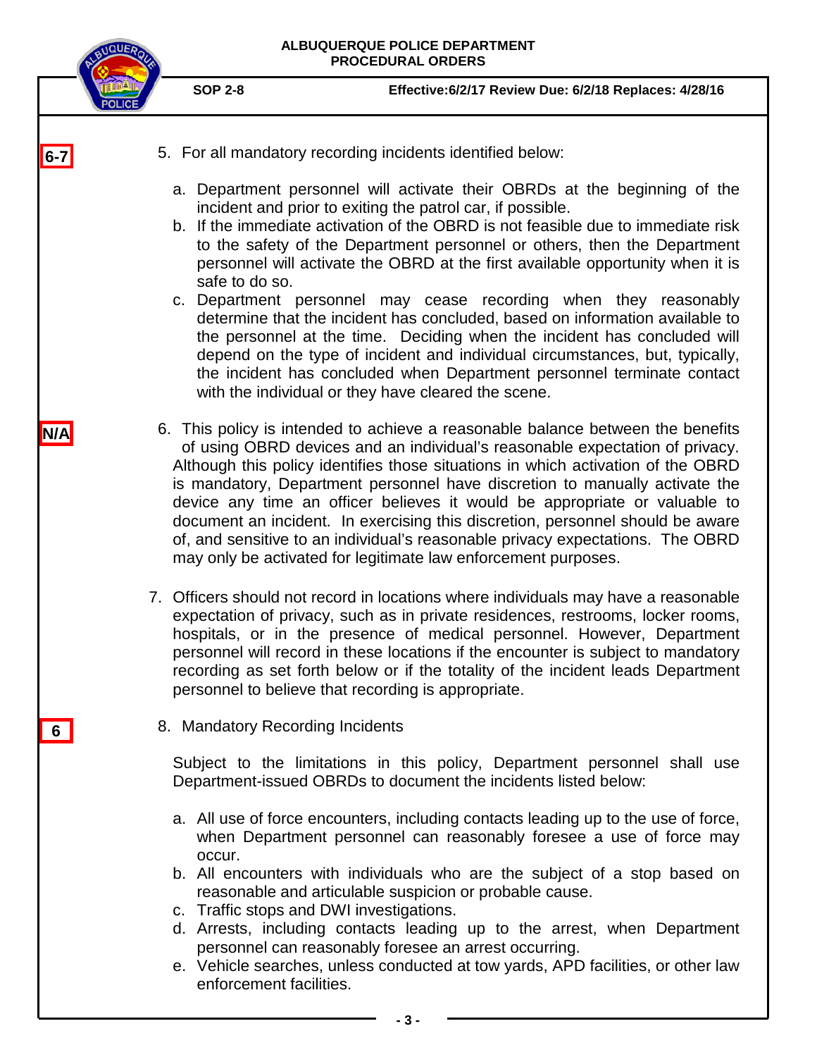6-7

5. For all mandatory recording incidents identified below:

   a. Department personnel will activate their OBRDs at the beginning of the incident and prior to exiting the patrol car, if possible.
   b. If the immediate activation of the OBRD is not feasible due to immediate risk to the safety of the Department personnel or others, then the Department personnel will activate the OBRD at the first available opportunity when it is safe to do so.
   c. Department personnel may cease recording when they reasonably determine that the incident has concluded, based on information available to the personnel at the time. Deciding when the incident has concluded will depend on the type of incident and individual circumstances, but, typically, the incident has concluded when Department personnel terminate contact with the individual or they have cleared the scene.

N/A

6. This policy is intended to achieve a reasonable balance between the benefits of using OBRD devices and an individual's reasonable expectation of privacy. Although this policy identifies those situations in which activation of the OBRD is mandatory, Department personnel have discretion to manually activate the device any time an officer believes it would be appropriate or valuable to document an incident. In exercising this discretion, personnel should be aware of, and sensitive to an individual's reasonable privacy expectations. The OBRD may only be activated for legitimate law enforcement purposes.

7. Officers should not record in locations where individuals may have a reasonable expectation of privacy, such as in private residences, restrooms, locker rooms, hospitals, or in the presence of medical personnel. However, Department personnel will record in these locations if the encounter is subject to mandatory recording as set forth below or if the totality of the incident leads Department personnel to believe that recording is appropriate.

6

8. Mandatory Recording Incidents

   Subject to the limitations in this policy, Department personnel shall use Department-issued OBRDs to document the incidents listed below:

   a. All use of force encounters, including contacts leading up to the use of force, when Department personnel can reasonably foresee a use of force may occur.
   b. All encounters with individuals who are the subject of a stop based on reasonable and articulable suspicion or probable cause.
   c. Traffic stops and DWI investigations.
   d. Arrests, including contacts leading up to the arrest, when Department personnel can reasonably foresee an arrest occurring.
   e. Vehicle searches, unless conducted at tow yards, APD facilities, or other law enforcement facilities.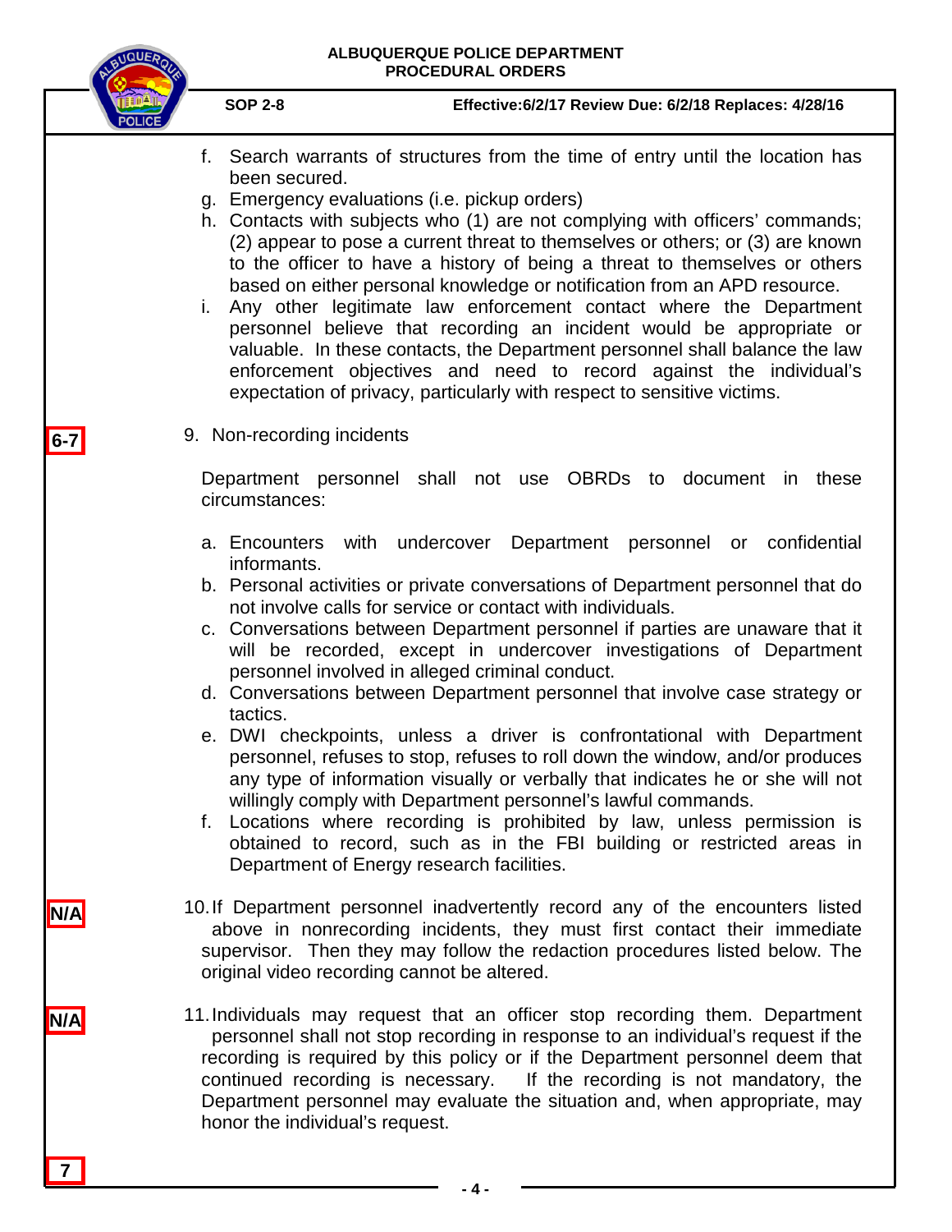f. Search warrants of structures from the time of entry until the location has been secured.
g. Emergency evaluations (i.e. pickup orders)
h. Contacts with subjects who (1) are not complying with officers' commands; (2) appear to pose a current threat to themselves or others; or (3) are known to the officer to have a history of being a threat to themselves or others based on either personal knowledge or notification from an APD resource.
i. Any other legitimate law enforcement contact where the Department personnel believe that recording an incident would be appropriate or valuable. In these contacts, the Department personnel shall balance the law enforcement objectives and need to record against the individual's expectation of privacy, particularly with respect to sensitive victims.

**6-7**

9. Non-recording incidents

Department personnel shall not use OBRDs to document in these circumstances:

a. Encounters with undercover Department personnel or confidential informants.
b. Personal activities or private conversations of Department personnel that do not involve calls for service or contact with individuals.
c. Conversations between Department personnel if parties are unaware that it will be recorded, except in undercover investigations of Department personnel involved in alleged criminal conduct.
d. Conversations between Department personnel that involve case strategy or tactics.
e. DWI checkpoints, unless a driver is confrontational with Department personnel, refuses to stop, refuses to roll down the window, and/or produces any type of information visually or verbally that indicates he or she will not willingly comply with Department personnel's lawful commands.
f. Locations where recording is prohibited by law, unless permission is obtained to record, such as in the FBI building or restricted areas in Department of Energy research facilities.

**N/A**

10. If Department personnel inadvertently record any of the encounters listed above in nonrecording incidents, they must first contact their immediate supervisor. Then they may follow the redaction procedures listed below. The original video recording cannot be altered.

**N/A**

11. Individuals may request that an officer stop recording them. Department personnel shall not stop recording in response to an individual's request if the recording is required by this policy or if the Department personnel deem that continued recording is necessary. If the recording is not mandatory, the Department personnel may evaluate the situation and, when appropriate, may honor the individual's request.

**7**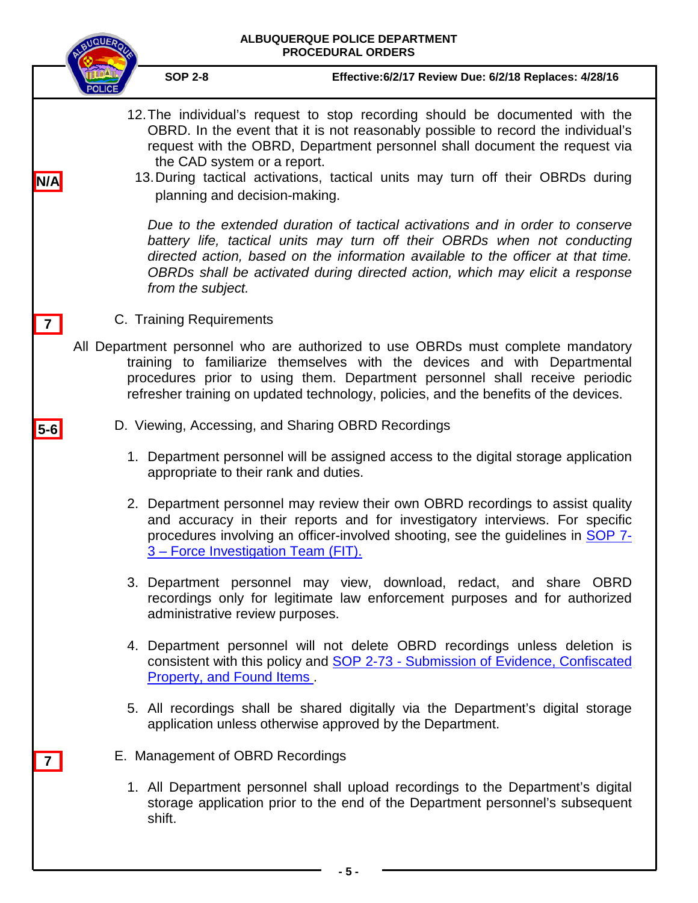12. The individual's request to stop recording should be documented with the OBRD. In the event that it is not reasonably possible to record the individual's request with the OBRD, Department personnel shall document the request via the CAD system or a report.

N/A

13. During tactical activations, tactical units may turn off their OBRDs during planning and decision-making.

*Due to the extended duration of tactical activations and in order to conserve battery life, tactical units may turn off their OBRDs when not conducting directed action, based on the information available to the officer at that time. OBRDs shall be activated during directed action, which may elicit a response from the subject.*

7

C. Training Requirements

All Department personnel who are authorized to use OBRDs must complete mandatory training to familiarize themselves with the devices and with Departmental procedures prior to using them. Department personnel shall receive periodic refresher training on updated technology, policies, and the benefits of the devices.

5-6

D. Viewing, Accessing, and Sharing OBRD Recordings

1. Department personnel will be assigned access to the digital storage application appropriate to their rank and duties.

2. Department personnel may review their own OBRD recordings to assist quality and accuracy in their reports and for investigatory interviews. For specific procedures involving an officer-involved shooting, see the guidelines in SOP 7-3 – Force Investigation Team (FIT).

3. Department personnel may view, download, redact, and share OBRD recordings only for legitimate law enforcement purposes and for authorized administrative review purposes.

4. Department personnel will not delete OBRD recordings unless deletion is consistent with this policy and SOP 2-73 - Submission of Evidence, Confiscated Property, and Found Items .

5. All recordings shall be shared digitally via the Department's digital storage application unless otherwise approved by the Department.

7

E. Management of OBRD Recordings

1. All Department personnel shall upload recordings to the Department's digital storage application prior to the end of the Department personnel's subsequent shift.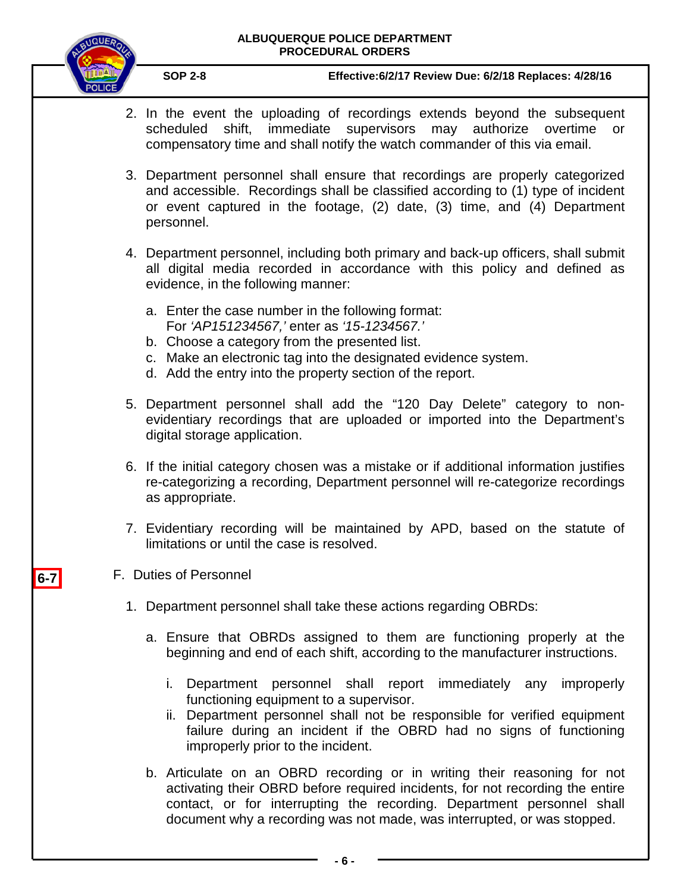2. In the event the uploading of recordings extends beyond the subsequent scheduled shift, immediate supervisors may authorize overtime or compensatory time and shall notify the watch commander of this via email.

3. Department personnel shall ensure that recordings are properly categorized and accessible. Recordings shall be classified according to (1) type of incident or event captured in the footage, (2) date, (3) time, and (4) Department personnel.

4. Department personnel, including both primary and back-up officers, shall submit all digital media recorded in accordance with this policy and defined as evidence, in the following manner:

   a. Enter the case number in the following format:
      For *'AP151234567,'* enter as *'15-1234567.'*
   b. Choose a category from the presented list.
   c. Make an electronic tag into the designated evidence system.
   d. Add the entry into the property section of the report.

5. Department personnel shall add the "120 Day Delete" category to non-evidentiary recordings that are uploaded or imported into the Department's digital storage application.

6. If the initial category chosen was a mistake or if additional information justifies re-categorizing a recording, Department personnel will re-categorize recordings as appropriate.

7. Evidentiary recording will be maintained by APD, based on the statute of limitations or until the case is resolved.

6-7

F. Duties of Personnel

1. Department personnel shall take these actions regarding OBRDs:

   a. Ensure that OBRDs assigned to them are functioning properly at the beginning and end of each shift, according to the manufacturer instructions.

      i. Department personnel shall report immediately any improperly functioning equipment to a supervisor.
      ii. Department personnel shall not be responsible for verified equipment failure during an incident if the OBRD had no signs of functioning improperly prior to the incident.

   b. Articulate on an OBRD recording or in writing their reasoning for not activating their OBRD before required incidents, for not recording the entire contact, or for interrupting the recording. Department personnel shall document why a recording was not made, was interrupted, or was stopped.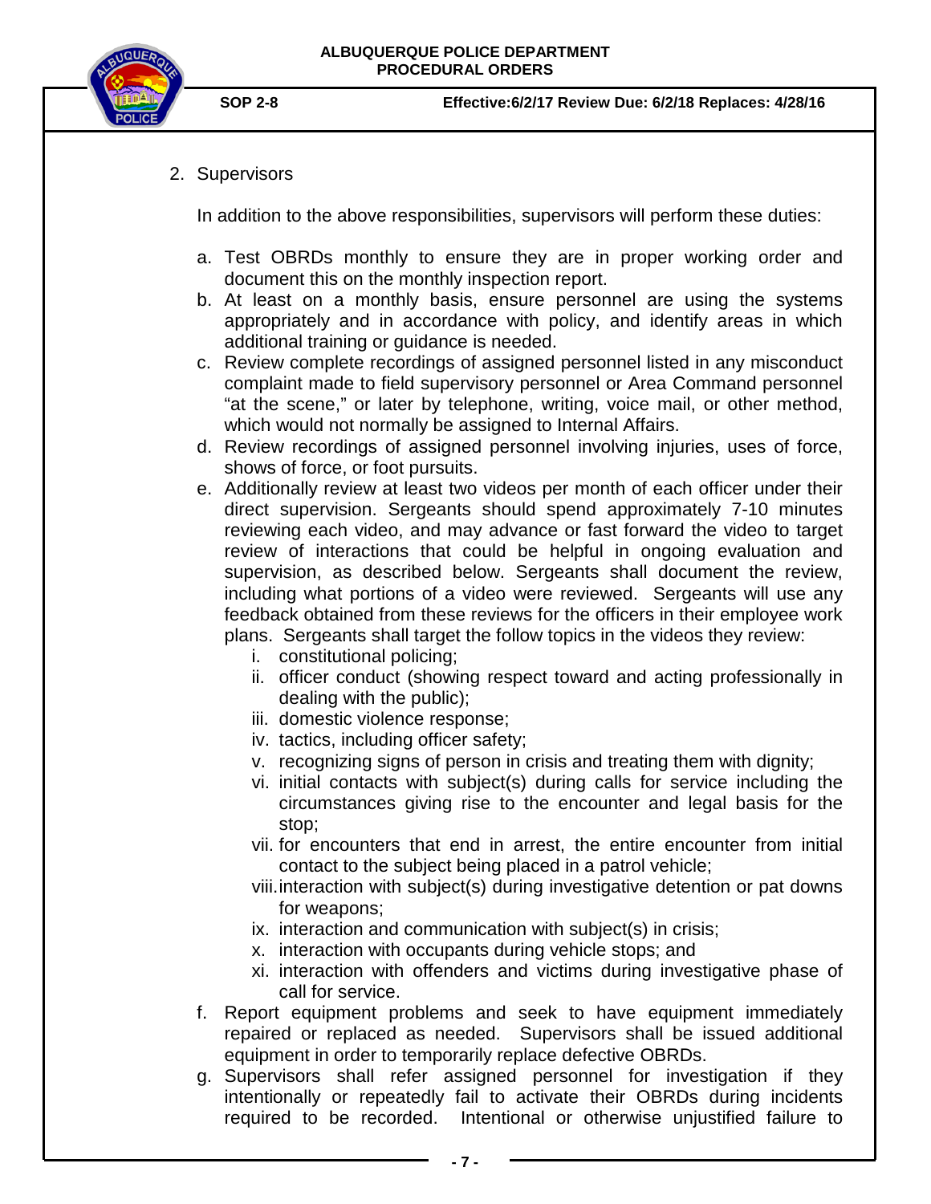2. Supervisors

   In addition to the above responsibilities, supervisors will perform these duties:

   a. Test OBRDs monthly to ensure they are in proper working order and document this on the monthly inspection report.
   b. At least on a monthly basis, ensure personnel are using the systems appropriately and in accordance with policy, and identify areas in which additional training or guidance is needed.
   c. Review complete recordings of assigned personnel listed in any misconduct complaint made to field supervisory personnel or Area Command personnel "at the scene," or later by telephone, writing, voice mail, or other method, which would not normally be assigned to Internal Affairs.
   d. Review recordings of assigned personnel involving injuries, uses of force, shows of force, or foot pursuits.
   e. Additionally review at least two videos per month of each officer under their direct supervision. Sergeants should spend approximately 7-10 minutes reviewing each video, and may advance or fast forward the video to target review of interactions that could be helpful in ongoing evaluation and supervision, as described below. Sergeants shall document the review, including what portions of a video were reviewed. Sergeants will use any feedback obtained from these reviews for the officers in their employee work plans. Sergeants shall target the follow topics in the videos they review:
      i. constitutional policing;
      ii. officer conduct (showing respect toward and acting professionally in dealing with the public);
      iii. domestic violence response;
      iv. tactics, including officer safety;
      v. recognizing signs of person in crisis and treating them with dignity;
      vi. initial contacts with subject(s) during calls for service including the circumstances giving rise to the encounter and legal basis for the stop;
      vii. for encounters that end in arrest, the entire encounter from initial contact to the subject being placed in a patrol vehicle;
      viii. interaction with subject(s) during investigative detention or pat downs for weapons;
      ix. interaction and communication with subject(s) in crisis;
      x. interaction with occupants during vehicle stops; and
      xi. interaction with offenders and victims during investigative phase of call for service.
   f. Report equipment problems and seek to have equipment immediately repaired or replaced as needed. Supervisors shall be issued additional equipment in order to temporarily replace defective OBRDs.
   g. Supervisors shall refer assigned personnel for investigation if they intentionally or repeatedly fail to activate their OBRDs during incidents required to be recorded. Intentional or otherwise unjustified failure to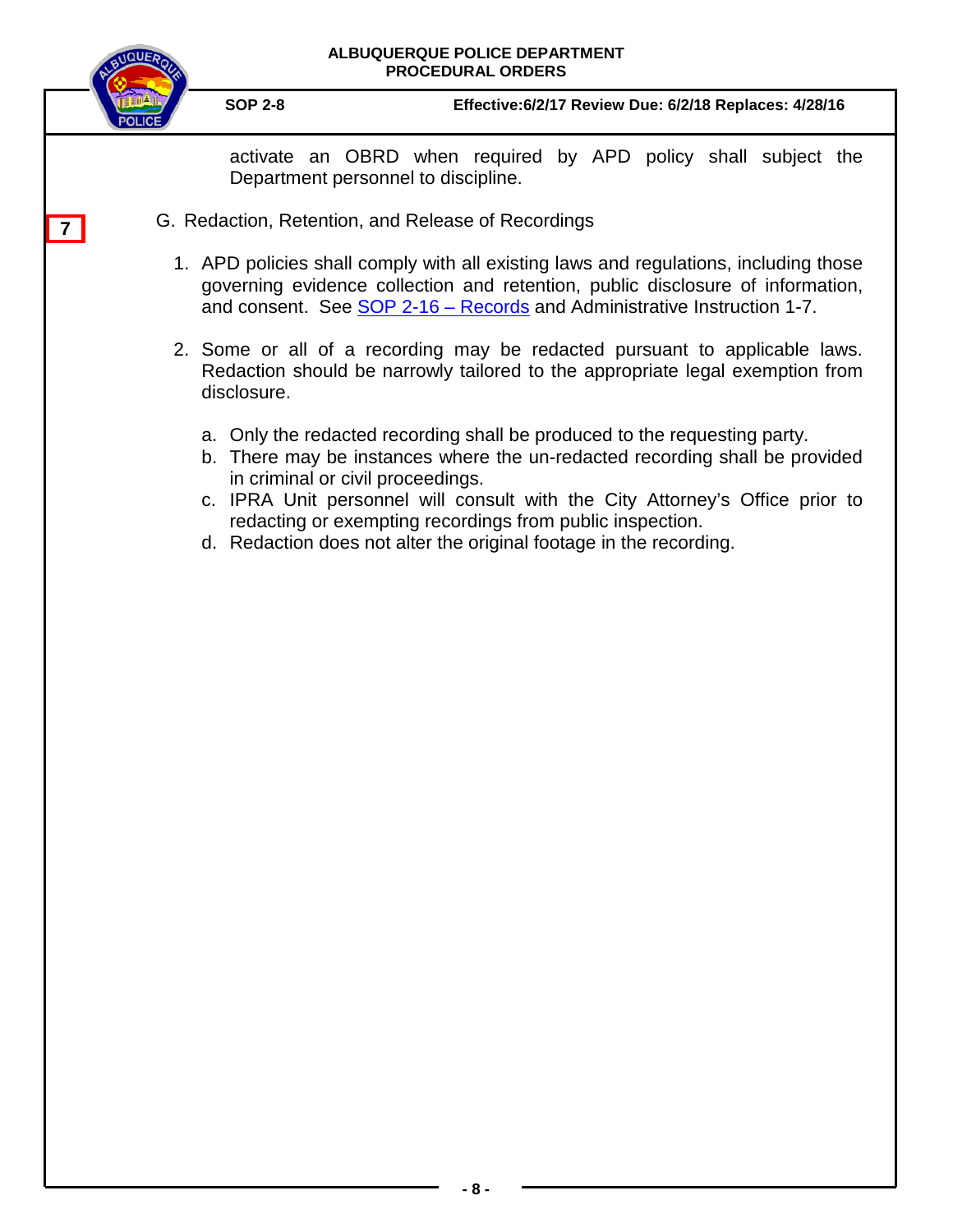activate an OBRD when required by APD policy shall subject the Department personnel to discipline.

7

G. Redaction, Retention, and Release of Recordings

1. APD policies shall comply with all existing laws and regulations, including those governing evidence collection and retention, public disclosure of information, and consent. See SOP 2-16 – Records and Administrative Instruction 1-7.

2. Some or all of a recording may be redacted pursuant to applicable laws. Redaction should be narrowly tailored to the appropriate legal exemption from disclosure.

   a. Only the redacted recording shall be produced to the requesting party.
   b. There may be instances where the un-redacted recording shall be provided in criminal or civil proceedings.
   c. IPRA Unit personnel will consult with the City Attorney's Office prior to redacting or exempting recordings from public inspection.
   d. Redaction does not alter the original footage in the recording.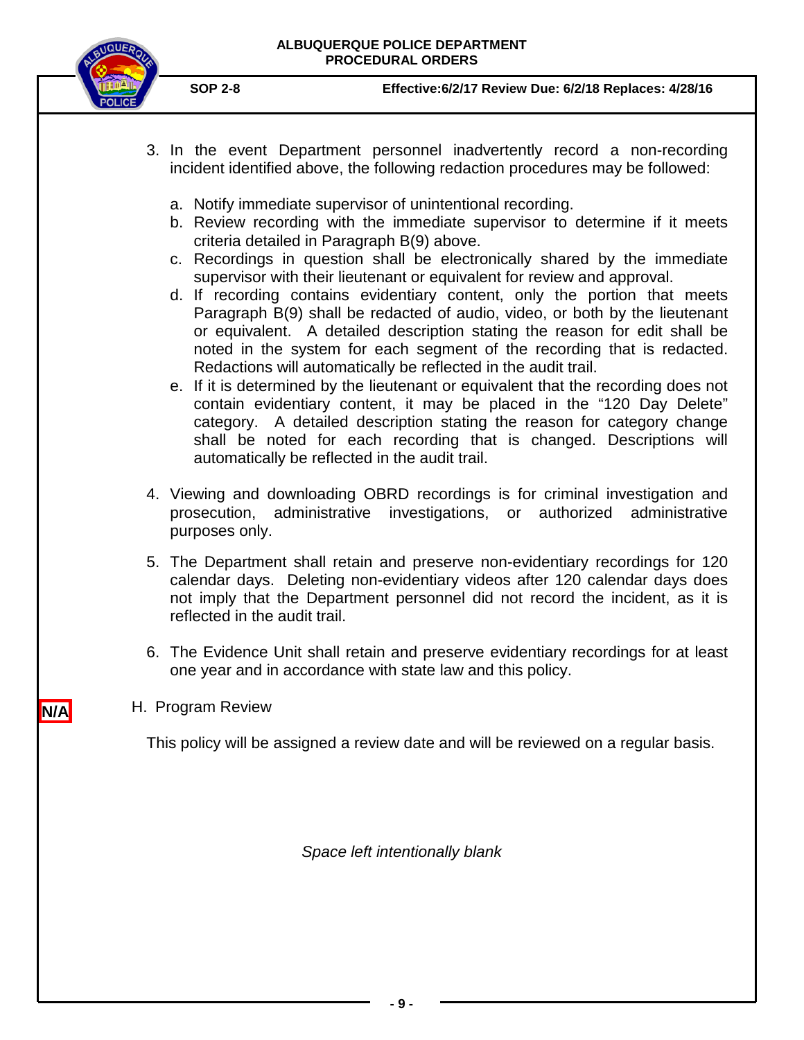3. In the event Department personnel inadvertently record a non-recording incident identified above, the following redaction procedures may be followed:

   a. Notify immediate supervisor of unintentional recording.
   b. Review recording with the immediate supervisor to determine if it meets criteria detailed in Paragraph B(9) above.
   c. Recordings in question shall be electronically shared by the immediate supervisor with their lieutenant or equivalent for review and approval.
   d. If recording contains evidentiary content, only the portion that meets Paragraph B(9) shall be redacted of audio, video, or both by the lieutenant or equivalent. A detailed description stating the reason for edit shall be noted in the system for each segment of the recording that is redacted. Redactions will automatically be reflected in the audit trail.
   e. If it is determined by the lieutenant or equivalent that the recording does not contain evidentiary content, it may be placed in the "120 Day Delete" category. A detailed description stating the reason for category change shall be noted for each recording that is changed. Descriptions will automatically be reflected in the audit trail.

4. Viewing and downloading OBRD recordings is for criminal investigation and prosecution, administrative investigations, or authorized administrative purposes only.

5. The Department shall retain and preserve non-evidentiary recordings for 120 calendar days. Deleting non-evidentiary videos after 120 calendar days does not imply that the Department personnel did not record the incident, as it is reflected in the audit trail.

6. The Evidence Unit shall retain and preserve evidentiary recordings for at least one year and in accordance with state law and this policy.

**N/A**

H. Program Review

This policy will be assigned a review date and will be reviewed on a regular basis.

*Space left intentionally blank*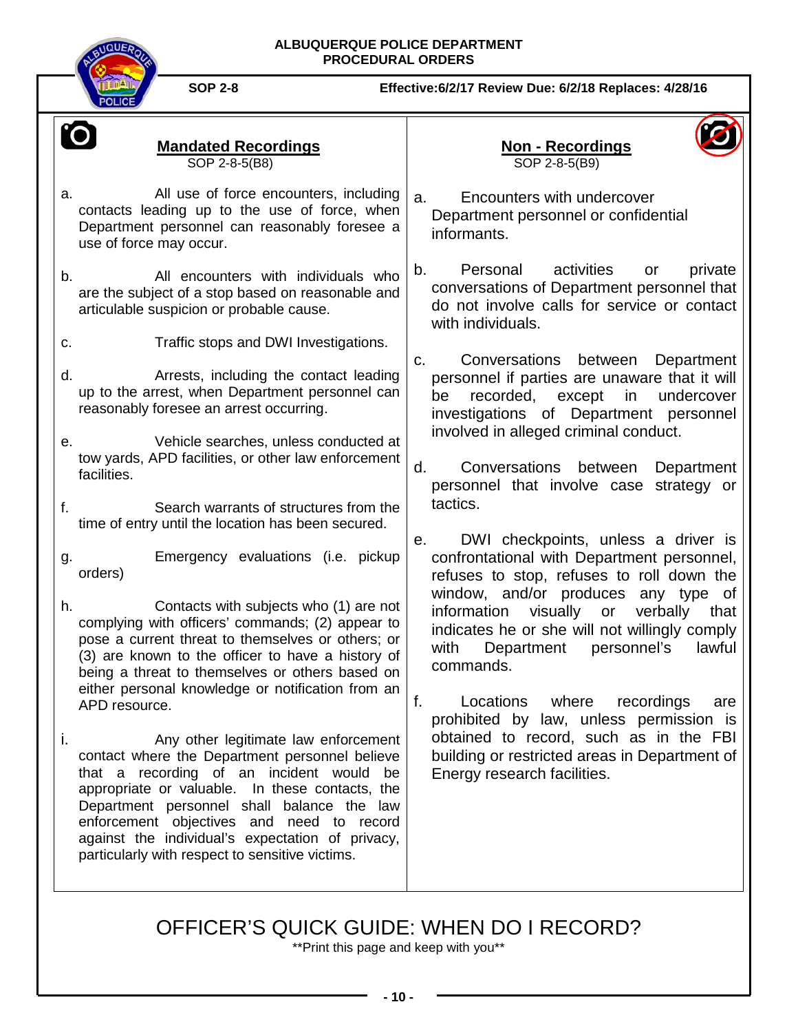ALBUQUERQUE POLICE DEPARTMENT
PROCEDURAL ORDERS

SOP 2-8 Effective:6/2/17 Review Due: 6/2/18 Replaces: 4/28/16

## Mandated Recordings

SOP 2-8-5(B8)

a. All use of force encounters, including contacts leading up to the use of force, when Department personnel can reasonably foresee a use of force may occur.

b. All encounters with individuals who are the subject of a stop based on reasonable and articulable suspicion or probable cause.

c. Traffic stops and DWI Investigations.

d. Arrests, including the contact leading up to the arrest, when Department personnel can reasonably foresee an arrest occurring.

e. Vehicle searches, unless conducted at tow yards, APD facilities, or other law enforcement facilities.

f. Search warrants of structures from the time of entry until the location has been secured.

g. Emergency evaluations (i.e. pickup orders)

h. Contacts with subjects who (1) are not complying with officers' commands; (2) appear to pose a current threat to themselves or others; or (3) are known to the officer to have a history of being a threat to themselves or others based on either personal knowledge or notification from an APD resource.

i. Any other legitimate law enforcement contact where the Department personnel believe that a recording of an incident would be appropriate or valuable. In these contacts, the Department personnel shall balance the law enforcement objectives and need to record against the individual's expectation of privacy, particularly with respect to sensitive victims.

## Non - Recordings

SOP 2-8-5(B9)

a. Encounters with undercover Department personnel or confidential informants.

b. Personal activities or private conversations of Department personnel that do not involve calls for service or contact with individuals.

c. Conversations between Department personnel if parties are unaware that it will be recorded, except in undercover investigations of Department personnel involved in alleged criminal conduct.

d. Conversations between Department personnel that involve case strategy or tactics.

e. DWI checkpoints, unless a driver is confrontational with Department personnel, refuses to stop, refuses to roll down the window, and/or produces any type of information visually or verbally that indicates he or she will not willingly comply with Department personnel's lawful commands.

f. Locations where recordings are prohibited by law, unless permission is obtained to record, such as in the FBI building or restricted areas in Department of Energy research facilities.

# OFFICER'S QUICK GUIDE: WHEN DO I RECORD?

**Print this page and keep with you**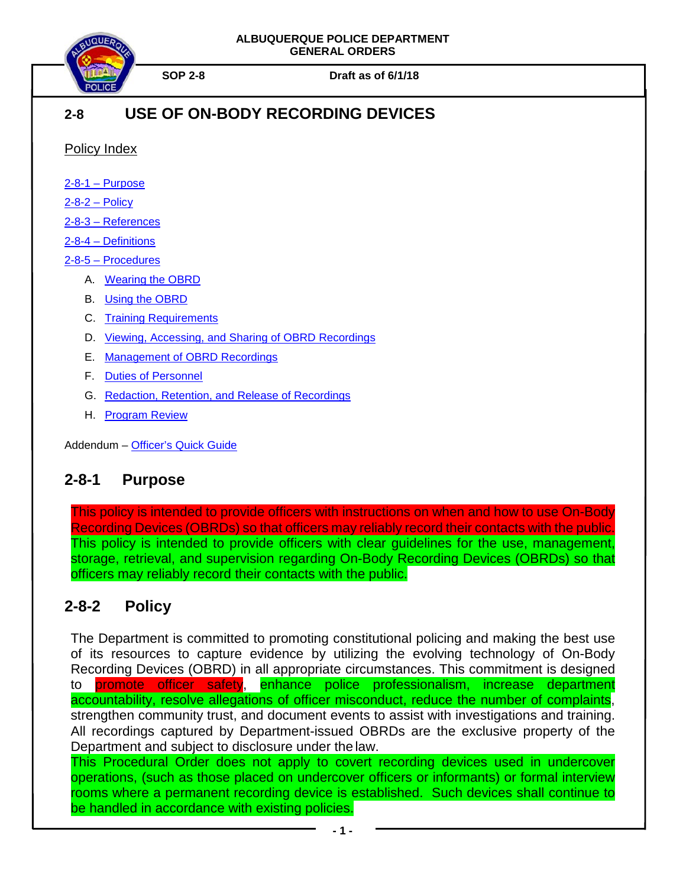ALBUQUERQUE POLICE DEPARTMENT
GENERAL ORDERS

SOP 2-8 Draft as of 6/1/18

# 2-8 USE OF ON-BODY RECORDING DEVICES

Policy Index

2-8-1 – Purpose

2-8-2 – Policy

2-8-3 – References

2-8-4 – Definitions

2-8-5 – Procedures

A. Wearing the OBRD
B. Using the OBRD
C. Training Requirements
D. Viewing, Accessing, and Sharing of OBRD Recordings
E. Management of OBRD Recordings
F. Duties of Personnel
G. Redaction, Retention, and Release of Recordings
H. Program Review

Addendum – Officer's Quick Guide

## 2-8-1 Purpose

This policy is intended to provide officers with instructions on when and how to use On-Body Recording Devices (OBRDs) so that officers may reliably record their contacts with the public. This policy is intended to provide officers with clear guidelines for the use, management, storage, retrieval, and supervision regarding On-Body Recording Devices (OBRDs) so that officers may reliably record their contacts with the public.

## 2-8-2 Policy

The Department is committed to promoting constitutional policing and making the best use of its resources to capture evidence by utilizing the evolving technology of On-Body Recording Devices (OBRD) in all appropriate circumstances. This commitment is designed to promote officer safety, enhance police professionalism, increase department accountability, resolve allegations of officer misconduct, reduce the number of complaints, strengthen community trust, and document events to assist with investigations and training. All recordings captured by Department-issued OBRDs are the exclusive property of the Department and subject to disclosure under the law.

This Procedural Order does not apply to covert recording devices used in undercover operations, (such as those placed on undercover officers or informants) or formal interview rooms where a permanent recording device is established. Such devices shall continue to be handled in accordance with existing policies.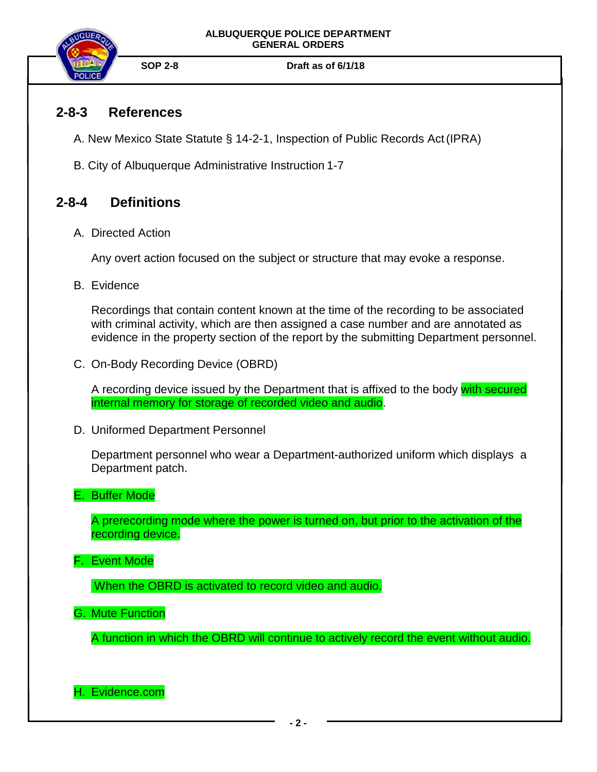## 2-8-3 References

A. New Mexico State Statute § 14-2-1, Inspection of Public Records Act (IPRA)

B. City of Albuquerque Administrative Instruction 1-7

## 2-8-4 Definitions

A. Directed Action

Any overt action focused on the subject or structure that may evoke a response.

B. Evidence

Recordings that contain content known at the time of the recording to be associated with criminal activity, which are then assigned a case number and are annotated as evidence in the property section of the report by the submitting Department personnel.

C. On-Body Recording Device (OBRD)

A recording device issued by the Department that is affixed to the body with secured internal memory for storage of recorded video and audio.

D. Uniformed Department Personnel

Department personnel who wear a Department-authorized uniform which displays a Department patch.

E. Buffer Mode

A prerecording mode where the power is turned on, but prior to the activation of the recording device.

F. Event Mode

When the OBRD is activated to record video and audio.

G. Mute Function

A function in which the OBRD will continue to actively record the event without audio.

H. Evidence.com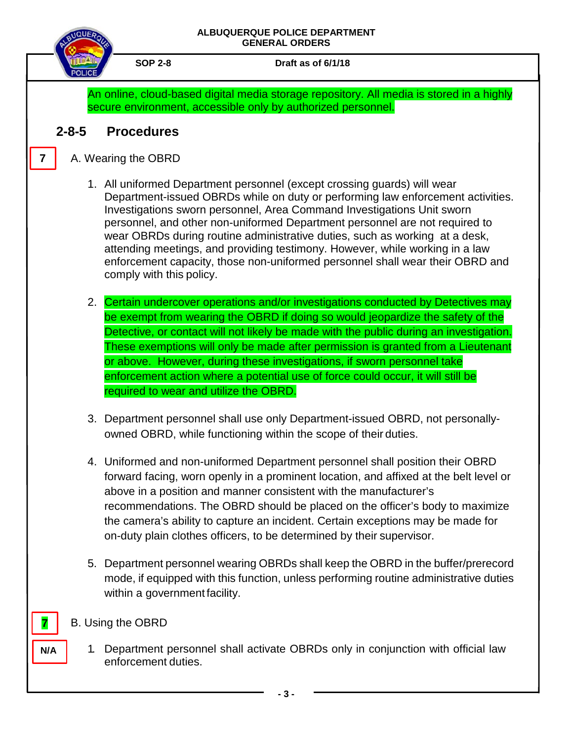An online, cloud-based digital media storage repository. All media is stored in a highly secure environment, accessible only by authorized personnel.

## 2-8-5 Procedures

7

A. Wearing the OBRD

1. All uniformed Department personnel (except crossing guards) will wear Department-issued OBRDs while on duty or performing law enforcement activities. Investigations sworn personnel, Area Command Investigations Unit sworn personnel, and other non-uniformed Department personnel are not required to wear OBRDs during routine administrative duties, such as working at a desk, attending meetings, and providing testimony. However, while working in a law enforcement capacity, those non-uniformed personnel shall wear their OBRD and comply with this policy.

2. Certain undercover operations and/or investigations conducted by Detectives may be exempt from wearing the OBRD if doing so would jeopardize the safety of the Detective, or contact will not likely be made with the public during an investigation. These exemptions will only be made after permission is granted from a Lieutenant or above. However, during these investigations, if sworn personnel take enforcement action where a potential use of force could occur, it will still be required to wear and utilize the OBRD.

3. Department personnel shall use only Department-issued OBRD, not personally-owned OBRD, while functioning within the scope of their duties.

4. Uniformed and non-uniformed Department personnel shall position their OBRD forward facing, worn openly in a prominent location, and affixed at the belt level or above in a position and manner consistent with the manufacturer's recommendations. The OBRD should be placed on the officer's body to maximize the camera's ability to capture an incident. Certain exceptions may be made for on-duty plain clothes officers, to be determined by their supervisor.

5. Department personnel wearing OBRDs shall keep the OBRD in the buffer/prerecord mode, if equipped with this function, unless performing routine administrative duties within a government facility.

7

B. Using the OBRD

N/A

1. Department personnel shall activate OBRDs only in conjunction with official law enforcement duties.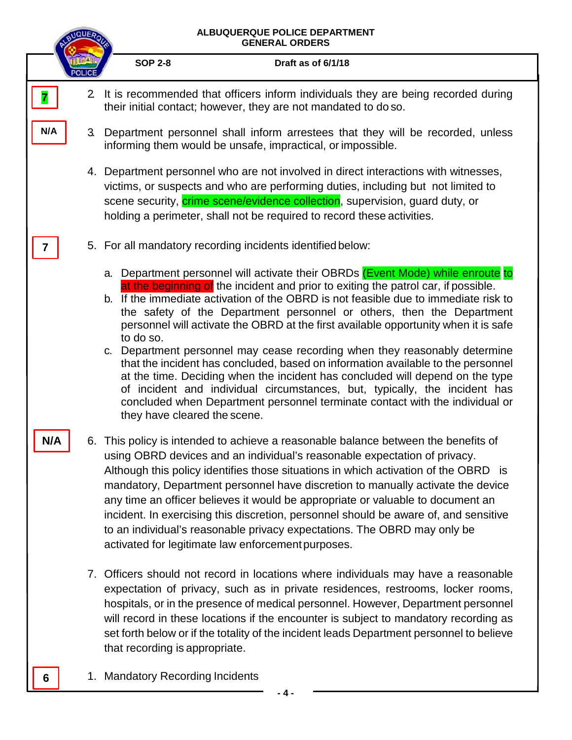7

2. It is recommended that officers inform individuals they are being recorded during their initial contact; however, they are not mandated to do so.

N/A

3. Department personnel shall inform arrestees that they will be recorded, unless informing them would be unsafe, impractical, or impossible.

4. Department personnel who are not involved in direct interactions with witnesses, victims, or suspects and who are performing duties, including but not limited to scene security, crime scene/evidence collection, supervision, guard duty, or holding a perimeter, shall not be required to record these activities.

7

5. For all mandatory recording incidents identified below:

   a. Department personnel will activate their OBRDs (Event Mode) while enroute to at the beginning of the incident and prior to exiting the patrol car, if possible.
   b. If the immediate activation of the OBRD is not feasible due to immediate risk to the safety of the Department personnel or others, then the Department personnel will activate the OBRD at the first available opportunity when it is safe to do so.
   c. Department personnel may cease recording when they reasonably determine that the incident has concluded, based on information available to the personnel at the time. Deciding when the incident has concluded will depend on the type of incident and individual circumstances, but, typically, the incident has concluded when Department personnel terminate contact with the individual or they have cleared the scene.

N/A

6. This policy is intended to achieve a reasonable balance between the benefits of using OBRD devices and an individual's reasonable expectation of privacy. Although this policy identifies those situations in which activation of the OBRD is mandatory, Department personnel have discretion to manually activate the device any time an officer believes it would be appropriate or valuable to document an incident. In exercising this discretion, personnel should be aware of, and sensitive to an individual's reasonable privacy expectations. The OBRD may only be activated for legitimate law enforcement purposes.

7. Officers should not record in locations where individuals may have a reasonable expectation of privacy, such as in private residences, restrooms, locker rooms, hospitals, or in the presence of medical personnel. However, Department personnel will record in these locations if the encounter is subject to mandatory recording as set forth below or if the totality of the incident leads Department personnel to believe that recording is appropriate.

6

1. Mandatory Recording Incidents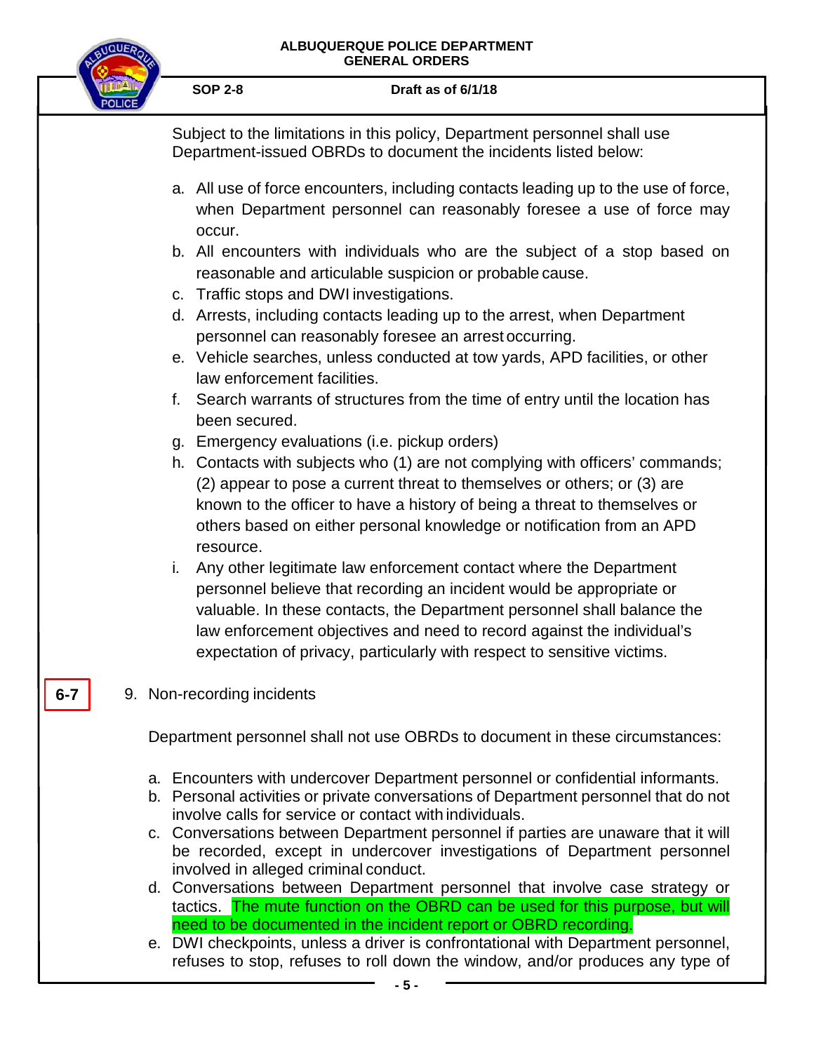Subject to the limitations in this policy, Department personnel shall use Department-issued OBRDs to document the incidents listed below:

a. All use of force encounters, including contacts leading up to the use of force, when Department personnel can reasonably foresee a use of force may occur.
b. All encounters with individuals who are the subject of a stop based on reasonable and articulable suspicion or probable cause.
c. Traffic stops and DWI investigations.
d. Arrests, including contacts leading up to the arrest, when Department personnel can reasonably foresee an arrest occurring.
e. Vehicle searches, unless conducted at tow yards, APD facilities, or other law enforcement facilities.
f. Search warrants of structures from the time of entry until the location has been secured.
g. Emergency evaluations (i.e. pickup orders)
h. Contacts with subjects who (1) are not complying with officers' commands; (2) appear to pose a current threat to themselves or others; or (3) are known to the officer to have a history of being a threat to themselves or others based on either personal knowledge or notification from an APD resource.
i. Any other legitimate law enforcement contact where the Department personnel believe that recording an incident would be appropriate or valuable. In these contacts, the Department personnel shall balance the law enforcement objectives and need to record against the individual's expectation of privacy, particularly with respect to sensitive victims.

**6-7**

9. Non-recording incidents

Department personnel shall not use OBRDs to document in these circumstances:

a. Encounters with undercover Department personnel or confidential informants.
b. Personal activities or private conversations of Department personnel that do not involve calls for service or contact with individuals.
c. Conversations between Department personnel if parties are unaware that it will be recorded, except in undercover investigations of Department personnel involved in alleged criminal conduct.
d. Conversations between Department personnel that involve case strategy or tactics. The mute function on the OBRD can be used for this purpose, but will need to be documented in the incident report or OBRD recording.
e. DWI checkpoints, unless a driver is confrontational with Department personnel, refuses to stop, refuses to roll down the window, and/or produces any type of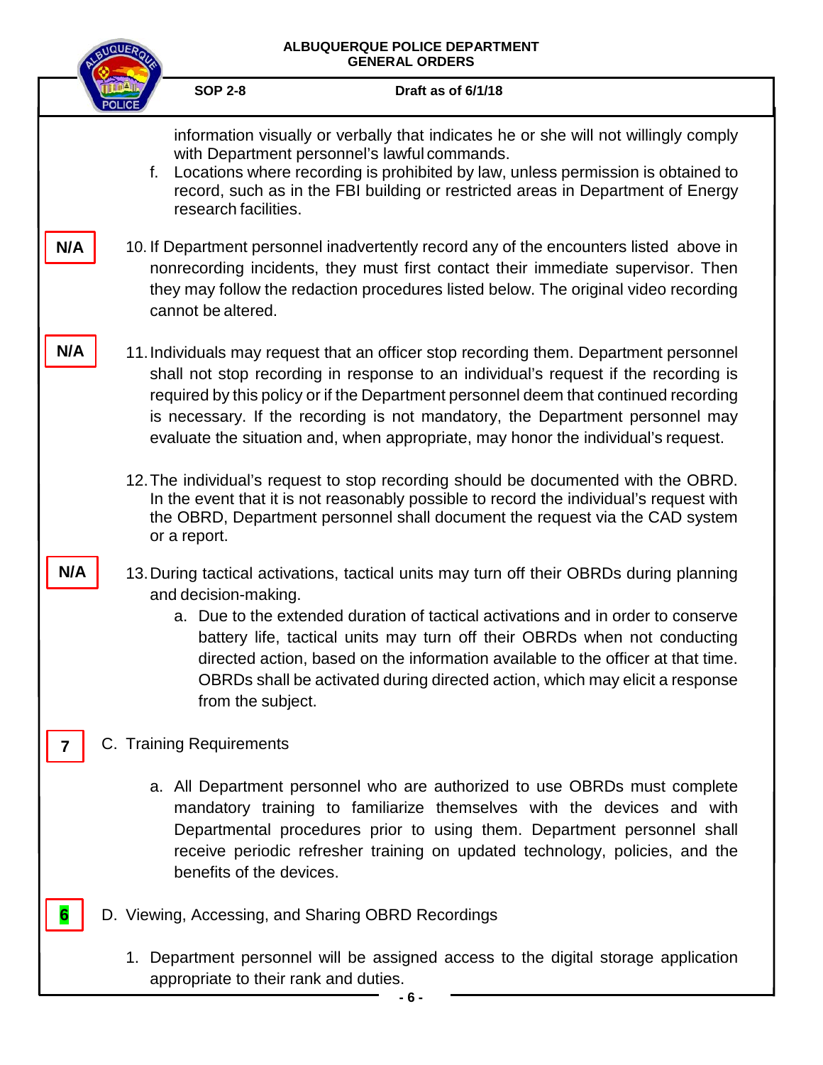information visually or verbally that indicates he or she will not willingly comply with Department personnel's lawful commands.

f. Locations where recording is prohibited by law, unless permission is obtained to record, such as in the FBI building or restricted areas in Department of Energy research facilities.

N/A

10. If Department personnel inadvertently record any of the encounters listed above in nonrecording incidents, they must first contact their immediate supervisor. Then they may follow the redaction procedures listed below. The original video recording cannot be altered.

N/A

11. Individuals may request that an officer stop recording them. Department personnel shall not stop recording in response to an individual's request if the recording is required by this policy or if the Department personnel deem that continued recording is necessary. If the recording is not mandatory, the Department personnel may evaluate the situation and, when appropriate, may honor the individual's request.

12. The individual's request to stop recording should be documented with the OBRD. In the event that it is not reasonably possible to record the individual's request with the OBRD, Department personnel shall document the request via the CAD system or a report.

N/A

13. During tactical activations, tactical units may turn off their OBRDs during planning and decision-making.

a. Due to the extended duration of tactical activations and in order to conserve battery life, tactical units may turn off their OBRDs when not conducting directed action, based on the information available to the officer at that time. OBRDs shall be activated during directed action, which may elicit a response from the subject.

7

C. Training Requirements

a. All Department personnel who are authorized to use OBRDs must complete mandatory training to familiarize themselves with the devices and with Departmental procedures prior to using them. Department personnel shall receive periodic refresher training on updated technology, policies, and the benefits of the devices.

6

D. Viewing, Accessing, and Sharing OBRD Recordings

1. Department personnel will be assigned access to the digital storage application appropriate to their rank and duties.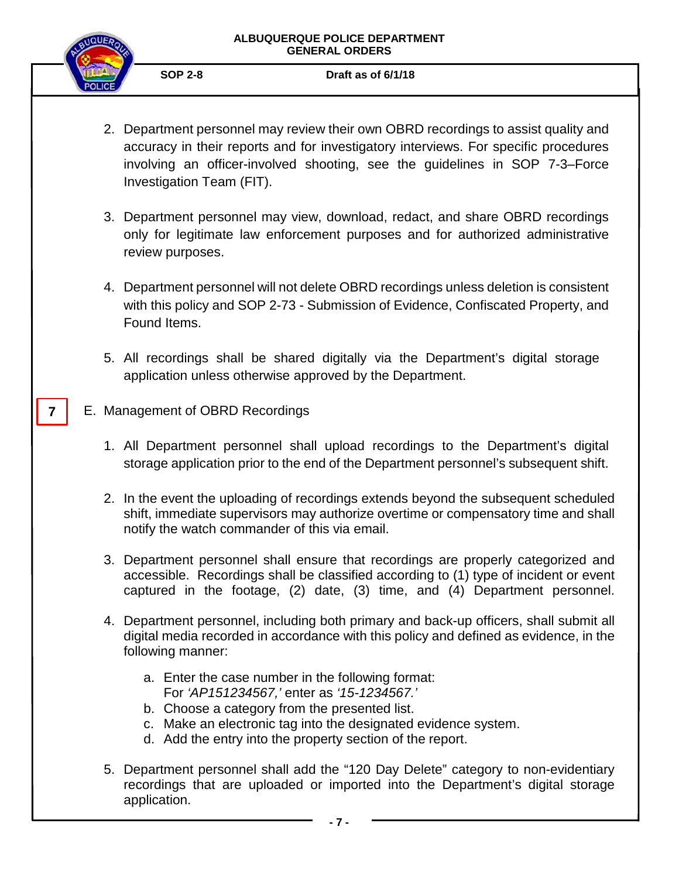2. Department personnel may review their own OBRD recordings to assist quality and accuracy in their reports and for investigatory interviews. For specific procedures involving an officer-involved shooting, see the guidelines in SOP 7-3–Force Investigation Team (FIT).

3. Department personnel may view, download, redact, and share OBRD recordings only for legitimate law enforcement purposes and for authorized administrative review purposes.

4. Department personnel will not delete OBRD recordings unless deletion is consistent with this policy and SOP 2-73 - Submission of Evidence, Confiscated Property, and Found Items.

5. All recordings shall be shared digitally via the Department's digital storage application unless otherwise approved by the Department.

**7** E. Management of OBRD Recordings

1. All Department personnel shall upload recordings to the Department's digital storage application prior to the end of the Department personnel's subsequent shift.

2. In the event the uploading of recordings extends beyond the subsequent scheduled shift, immediate supervisors may authorize overtime or compensatory time and shall notify the watch commander of this via email.

3. Department personnel shall ensure that recordings are properly categorized and accessible. Recordings shall be classified according to (1) type of incident or event captured in the footage, (2) date, (3) time, and (4) Department personnel.

4. Department personnel, including both primary and back-up officers, shall submit all digital media recorded in accordance with this policy and defined as evidence, in the following manner:

   a. Enter the case number in the following format:
      For *'AP151234567,'* enter as *'15-1234567.'*
   b. Choose a category from the presented list.
   c. Make an electronic tag into the designated evidence system.
   d. Add the entry into the property section of the report.

5. Department personnel shall add the "120 Day Delete" category to non-evidentiary recordings that are uploaded or imported into the Department's digital storage application.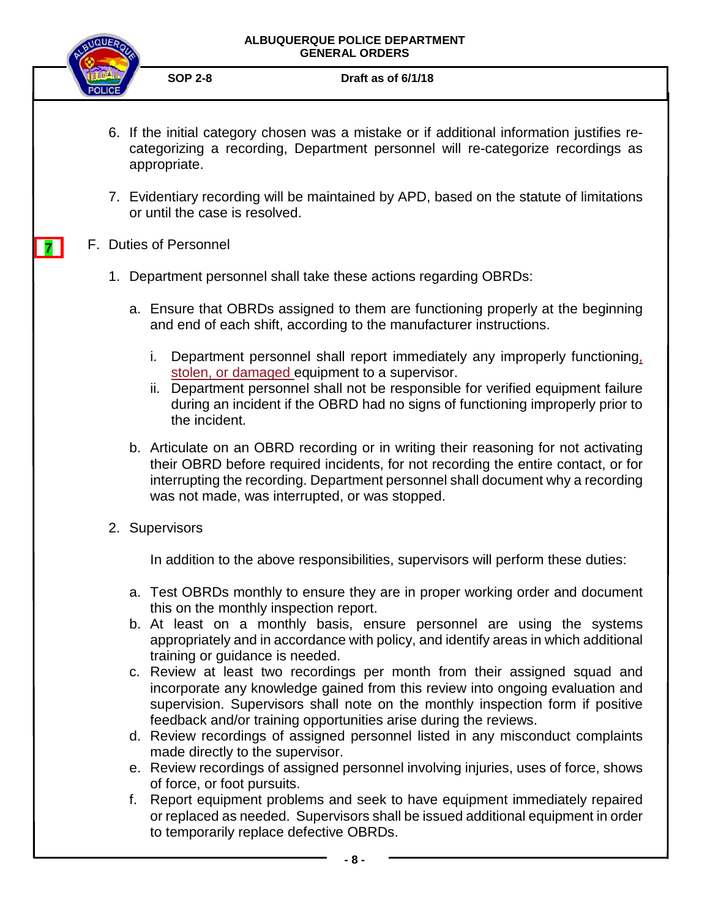6. If the initial category chosen was a mistake or if additional information justifies re-categorizing a recording, Department personnel will re-categorize recordings as appropriate.

7. Evidentiary recording will be maintained by APD, based on the statute of limitations or until the case is resolved.

7

F. Duties of Personnel

1. Department personnel shall take these actions regarding OBRDs:

   a. Ensure that OBRDs assigned to them are functioning properly at the beginning and end of each shift, according to the manufacturer instructions.

      i. Department personnel shall report immediately any improperly functioning, stolen, or damaged equipment to a supervisor.
      ii. Department personnel shall not be responsible for verified equipment failure during an incident if the OBRD had no signs of functioning improperly prior to the incident.

   b. Articulate on an OBRD recording or in writing their reasoning for not activating their OBRD before required incidents, for not recording the entire contact, or for interrupting the recording. Department personnel shall document why a recording was not made, was interrupted, or was stopped.

2. Supervisors

   In addition to the above responsibilities, supervisors will perform these duties:

   a. Test OBRDs monthly to ensure they are in proper working order and document this on the monthly inspection report.
   b. At least on a monthly basis, ensure personnel are using the systems appropriately and in accordance with policy, and identify areas in which additional training or guidance is needed.
   c. Review at least two recordings per month from their assigned squad and incorporate any knowledge gained from this review into ongoing evaluation and supervision. Supervisors shall note on the monthly inspection form if positive feedback and/or training opportunities arise during the reviews.
   d. Review recordings of assigned personnel listed in any misconduct complaints made directly to the supervisor.
   e. Review recordings of assigned personnel involving injuries, uses of force, shows of force, or foot pursuits.
   f. Report equipment problems and seek to have equipment immediately repaired or replaced as needed. Supervisors shall be issued additional equipment in order to temporarily replace defective OBRDs.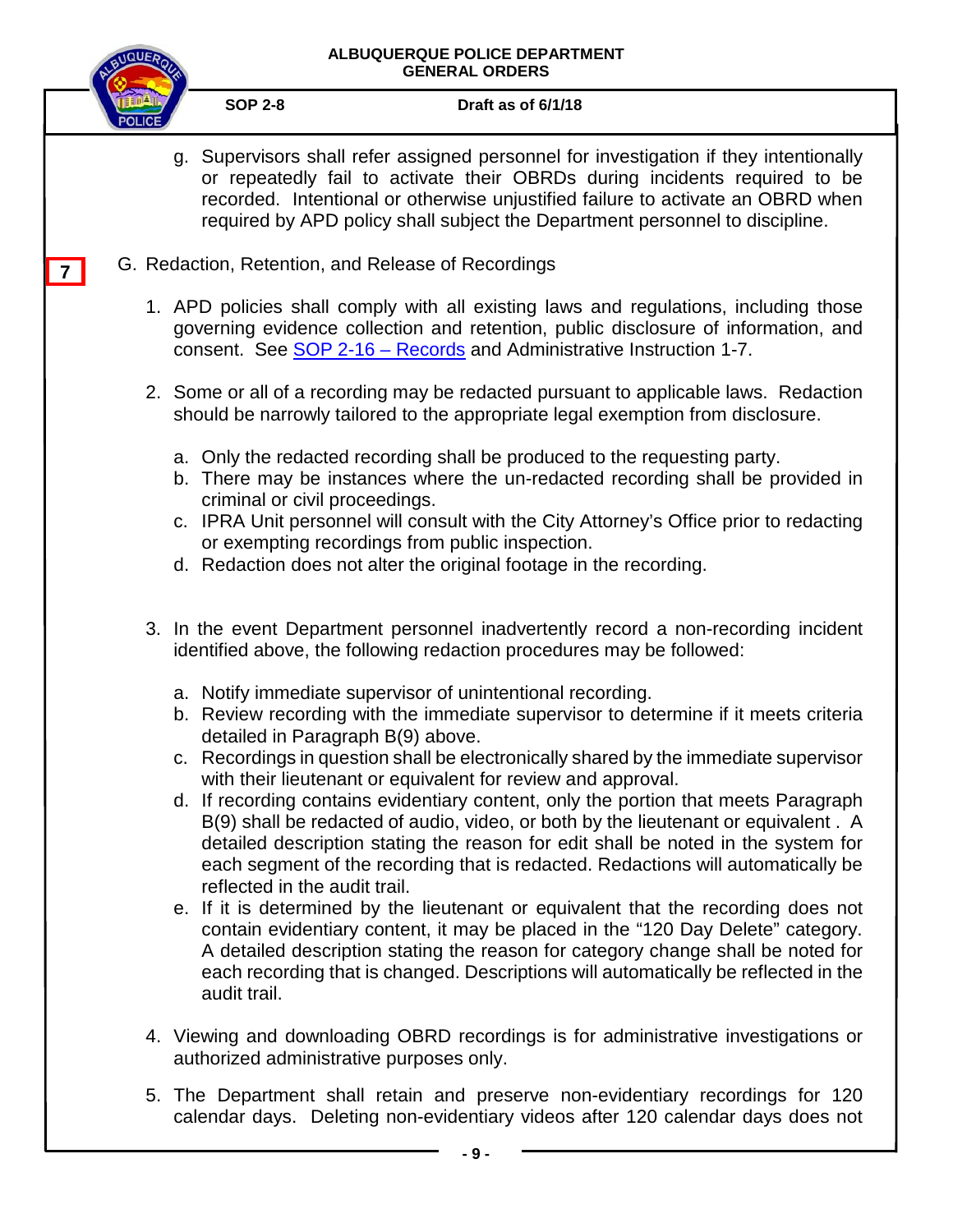g. Supervisors shall refer assigned personnel for investigation if they intentionally or repeatedly fail to activate their OBRDs during incidents required to be recorded. Intentional or otherwise unjustified failure to activate an OBRD when required by APD policy shall subject the Department personnel to discipline.

7

G. Redaction, Retention, and Release of Recordings

1. APD policies shall comply with all existing laws and regulations, including those governing evidence collection and retention, public disclosure of information, and consent. See SOP 2-16 – Records and Administrative Instruction 1-7.

2. Some or all of a recording may be redacted pursuant to applicable laws. Redaction should be narrowly tailored to the appropriate legal exemption from disclosure.

   a. Only the redacted recording shall be produced to the requesting party.
   b. There may be instances where the un-redacted recording shall be provided in criminal or civil proceedings.
   c. IPRA Unit personnel will consult with the City Attorney's Office prior to redacting or exempting recordings from public inspection.
   d. Redaction does not alter the original footage in the recording.

3. In the event Department personnel inadvertently record a non-recording incident identified above, the following redaction procedures may be followed:

   a. Notify immediate supervisor of unintentional recording.
   b. Review recording with the immediate supervisor to determine if it meets criteria detailed in Paragraph B(9) above.
   c. Recordings in question shall be electronically shared by the immediate supervisor with their lieutenant or equivalent for review and approval.
   d. If recording contains evidentiary content, only the portion that meets Paragraph B(9) shall be redacted of audio, video, or both by the lieutenant or equivalent . A detailed description stating the reason for edit shall be noted in the system for each segment of the recording that is redacted. Redactions will automatically be reflected in the audit trail.
   e. If it is determined by the lieutenant or equivalent that the recording does not contain evidentiary content, it may be placed in the "120 Day Delete" category. A detailed description stating the reason for category change shall be noted for each recording that is changed. Descriptions will automatically be reflected in the audit trail.

4. Viewing and downloading OBRD recordings is for administrative investigations or authorized administrative purposes only.

5. The Department shall retain and preserve non-evidentiary recordings for 120 calendar days. Deleting non-evidentiary videos after 120 calendar days does not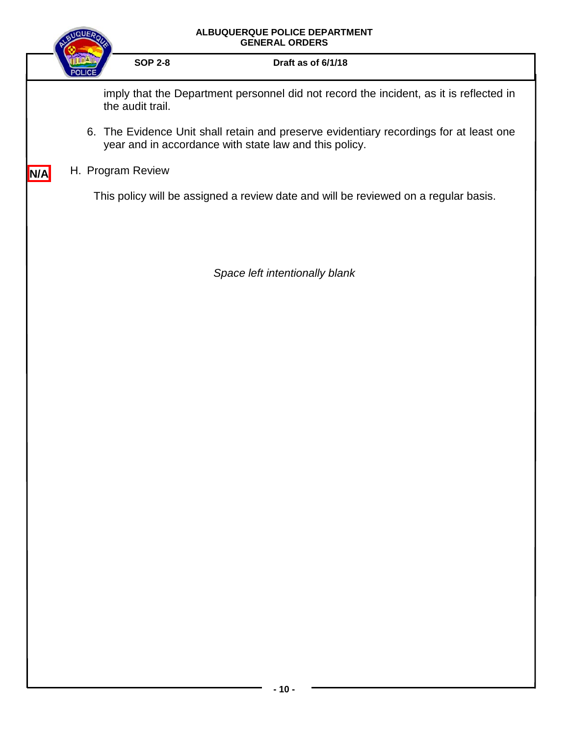imply that the Department personnel did not record the incident, as it is reflected in the audit trail.

6. The Evidence Unit shall retain and preserve evidentiary recordings for at least one year and in accordance with state law and this policy.

**N/A** H. Program Review

This policy will be assigned a review date and will be reviewed on a regular basis.

*Space left intentionally blank*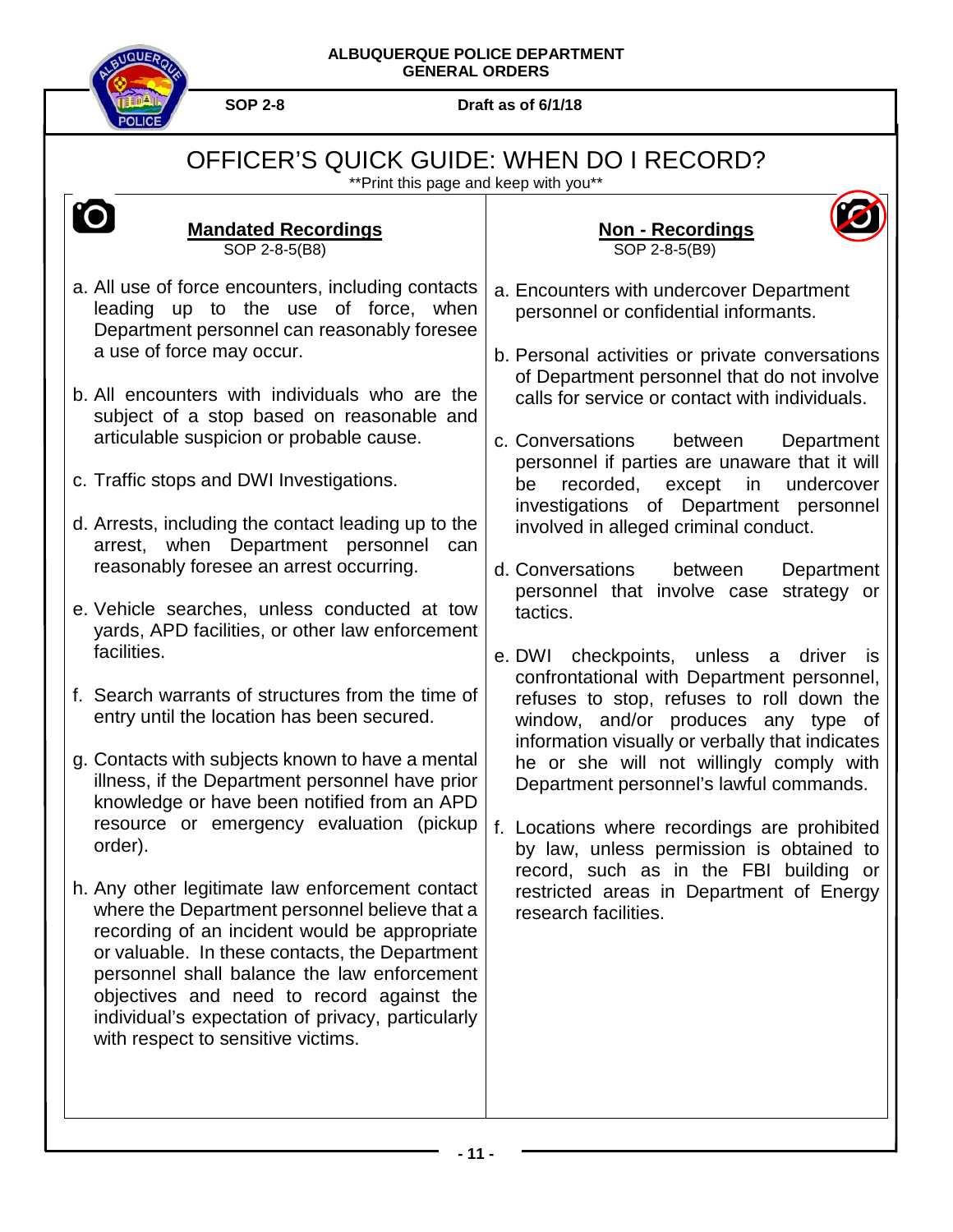# OFFICER'S QUICK GUIDE: WHEN DO I RECORD?

**Print this page and keep with you**

## Mandated Recordings

SOP 2-8-5(B8)

a. All use of force encounters, including contacts leading up to the use of force, when Department personnel can reasonably foresee a use of force may occur.

b. All encounters with individuals who are the subject of a stop based on reasonable and articulable suspicion or probable cause.

c. Traffic stops and DWI Investigations.

d. Arrests, including the contact leading up to the arrest, when Department personnel can reasonably foresee an arrest occurring.

e. Vehicle searches, unless conducted at tow yards, APD facilities, or other law enforcement facilities.

f. Search warrants of structures from the time of entry until the location has been secured.

g. Contacts with subjects known to have a mental illness, if the Department personnel have prior knowledge or have been notified from an APD resource or emergency evaluation (pickup order).

h. Any other legitimate law enforcement contact where the Department personnel believe that a recording of an incident would be appropriate or valuable. In these contacts, the Department personnel shall balance the law enforcement objectives and need to record against the individual's expectation of privacy, particularly with respect to sensitive victims.

## Non - Recordings

SOP 2-8-5(B9)

a. Encounters with undercover Department personnel or confidential informants.

b. Personal activities or private conversations of Department personnel that do not involve calls for service or contact with individuals.

c. Conversations between Department personnel if parties are unaware that it will be recorded, except in undercover investigations of Department personnel involved in alleged criminal conduct.

d. Conversations between Department personnel that involve case strategy or tactics.

e. DWI checkpoints, unless a driver is confrontational with Department personnel, refuses to stop, refuses to roll down the window, and/or produces any type of information visually or verbally that indicates he or she will not willingly comply with Department personnel's lawful commands.

f. Locations where recordings are prohibited by law, unless permission is obtained to record, such as in the FBI building or restricted areas in Department of Energy research facilities.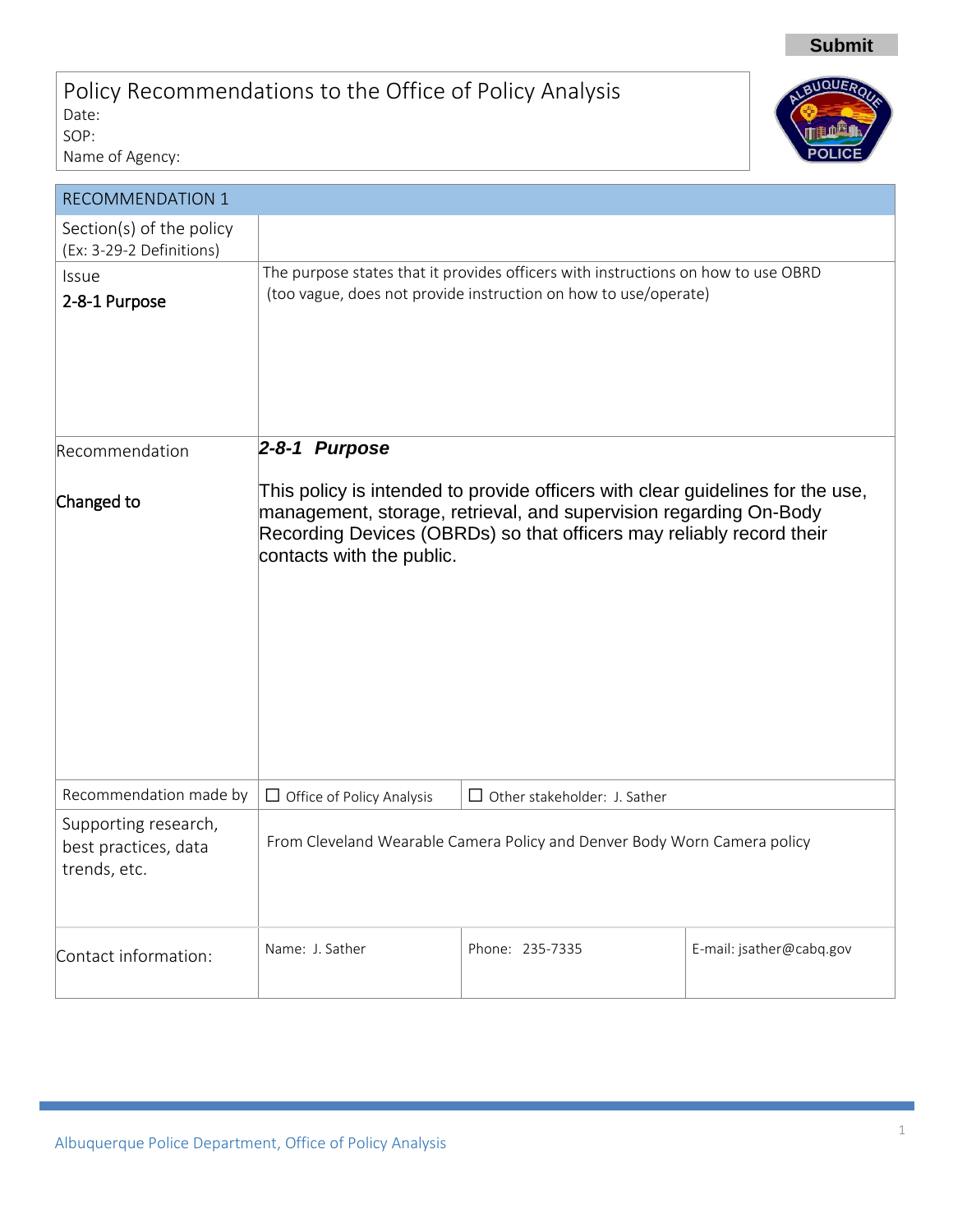Submit

# Policy Recommendations to the Office of Policy Analysis

Date:

SOP:

Name of Agency:

| RECOMMENDATION 1 | | | |
|---|---|---|---|
| Section(s) of the policy (Ex: 3-29-2 Definitions) | | | |
| Issue **2-8-1 Purpose** | The purpose states that it provides officers with instructions on how to use OBRD (too vague, does not provide instruction on how to use/operate) | | |
| Recommendation **Changed to** | ***2-8-1 Purpose*** This policy is intended to provide officers with clear guidelines for the use, management, storage, retrieval, and supervision regarding On-Body Recording Devices (OBRDs) so that officers may reliably record their contacts with the public. | | |
| Recommendation made by | ☐ Office of Policy Analysis | ☐ Other stakeholder: J. Sather | |
| Supporting research, best practices, data trends, etc. | From Cleveland Wearable Camera Policy and Denver Body Worn Camera policy | | |
| Contact information: | Name: J. Sather | Phone: 235-7335 | E-mail: jsather@cabq.gov |

Albuquerque Police Department, Office of Policy Analysis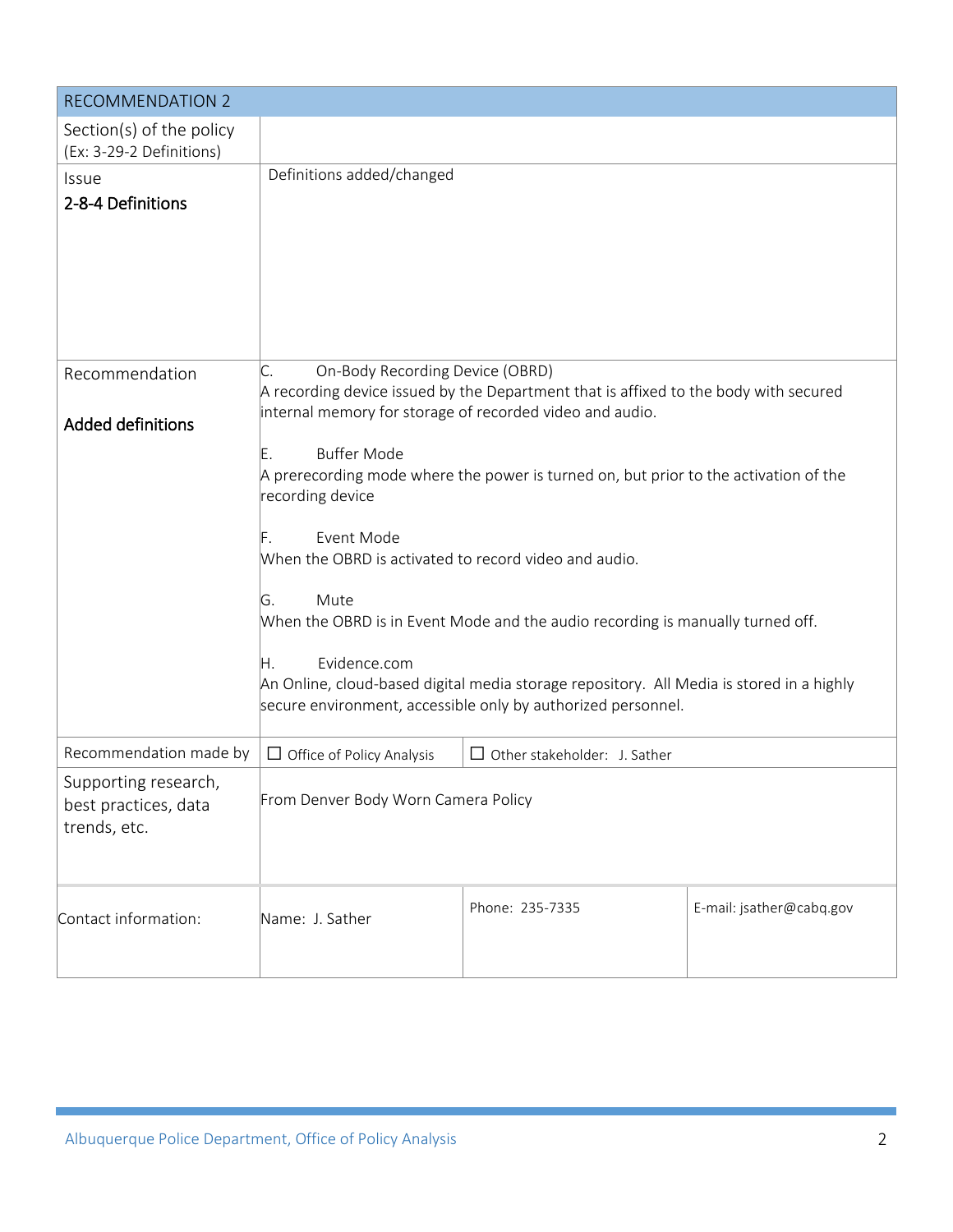| RECOMMENDATION 2 | | | |
|---|---|---|---|
| Section(s) of the policy (Ex: 3-29-2 Definitions) | | | |
| Issue<br>**2-8-4 Definitions** | Definitions added/changed | | |
| Recommendation<br><br>**Added definitions** | C. On-Body Recording Device (OBRD)<br>A recording device issued by the Department that is affixed to the body with secured internal memory for storage of recorded video and audio.<br><br>E. Buffer Mode<br>A prerecording mode where the power is turned on, but prior to the activation of the recording device<br><br>F. Event Mode<br>When the OBRD is activated to record video and audio.<br><br>G. Mute<br>When the OBRD is in Event Mode and the audio recording is manually turned off.<br><br>H. Evidence.com<br>An Online, cloud-based digital media storage repository. All Media is stored in a highly secure environment, accessible only by authorized personnel. | | |
| Recommendation made by | ☐ Office of Policy Analysis | ☐ Other stakeholder: J. Sather | |
| Supporting research, best practices, data trends, etc. | From Denver Body Worn Camera Policy | | |
| Contact information: | Name: J. Sather | Phone: 235-7335 | E-mail: jsather@cabq.gov |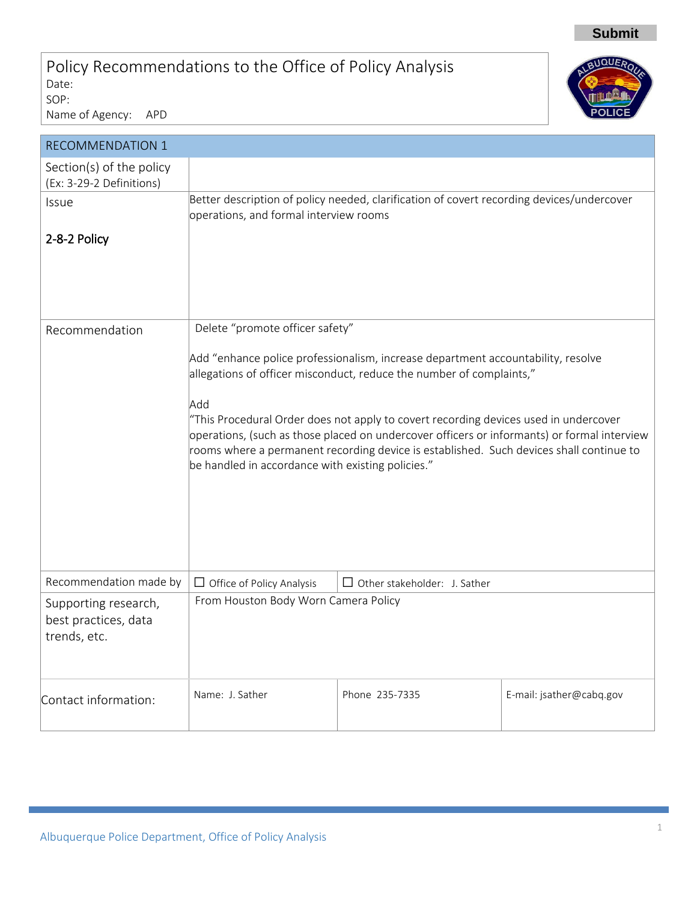Submit

# Policy Recommendations to the Office of Policy Analysis

Date:
SOP:
Name of Agency: APD

| RECOMMENDATION 1 | | | |
|---|---|---|---|
| Section(s) of the policy (Ex: 3-29-2 Definitions) | | | |
| Issue<br><br>2-8-2 Policy | Better description of policy needed, clarification of covert recording devices/undercover operations, and formal interview rooms | | |
| Recommendation | Delete "promote officer safety"<br><br>Add "enhance police professionalism, increase department accountability, resolve allegations of officer misconduct, reduce the number of complaints,"<br><br>Add<br>"This Procedural Order does not apply to covert recording devices used in undercover operations, (such as those placed on undercover officers or informants) or formal interview rooms where a permanent recording device is established. Such devices shall continue to be handled in accordance with existing policies." | | |
| Recommendation made by | ☐ Office of Policy Analysis | ☐ Other stakeholder: J. Sather | |
| Supporting research, best practices, data trends, etc. | From Houston Body Worn Camera Policy | | |
| Contact information: | Name: J. Sather | Phone 235-7335 | E-mail: jsather@cabq.gov |

Albuquerque Police Department, Office of Policy Analysis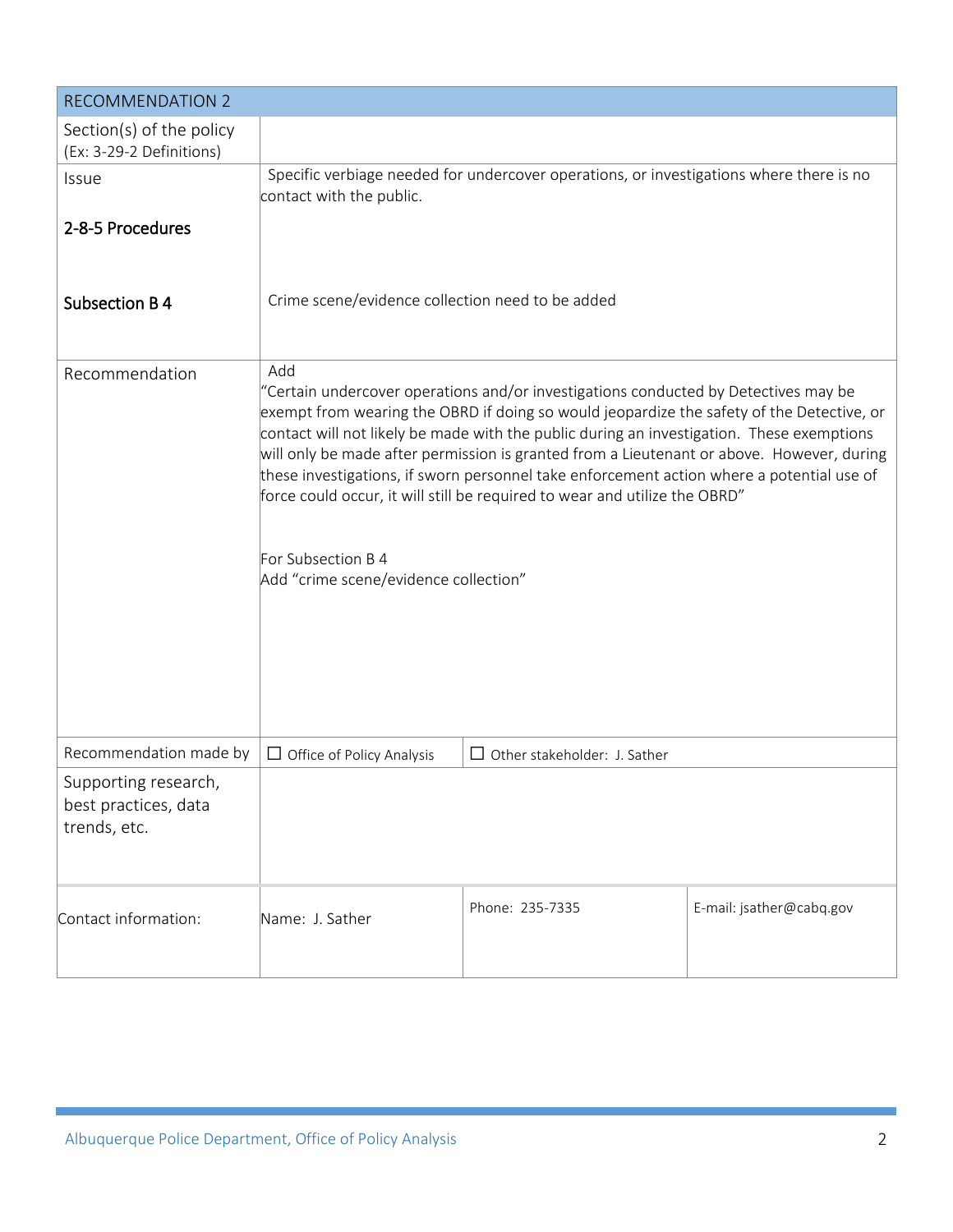| RECOMMENDATION 2 | | | |
|---|---|---|---|
| Section(s) of the policy (Ex: 3-29-2 Definitions) | | | |
| Issue<br><br>**2-8-5 Procedures**<br><br>**Subsection B 4** | Specific verbiage needed for undercover operations, or investigations where there is no contact with the public.<br><br>Crime scene/evidence collection need to be added | | |
| Recommendation | Add<br>"Certain undercover operations and/or investigations conducted by Detectives may be exempt from wearing the OBRD if doing so would jeopardize the safety of the Detective, or contact will not likely be made with the public during an investigation. These exemptions will only be made after permission is granted from a Lieutenant or above. However, during these investigations, if sworn personnel take enforcement action where a potential use of force could occur, it will still be required to wear and utilize the OBRD"<br><br>For Subsection B 4<br>Add "crime scene/evidence collection" | | |
| Recommendation made by | ☐ Office of Policy Analysis | ☐ Other stakeholder: J. Sather | |
| Supporting research, best practices, data trends, etc. | | | |
| Contact information: | Name: J. Sather | Phone: 235-7335 | E-mail: jsather@cabq.gov |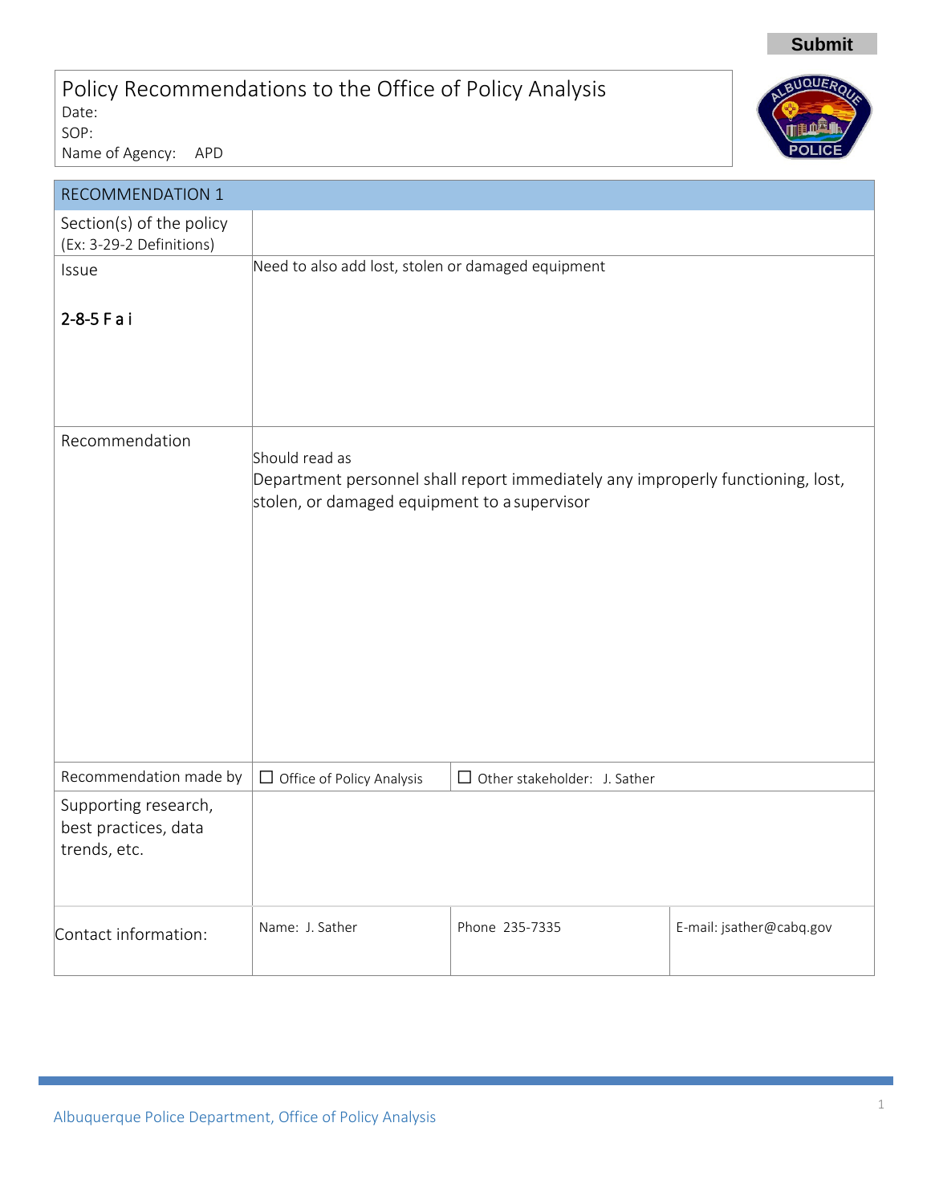Submit

# Policy Recommendations to the Office of Policy Analysis

Date:
SOP:
Name of Agency: APD

| RECOMMENDATION 1 | | |
|---|---|---|
| Section(s) of the policy (Ex: 3-29-2 Definitions) | | |
| Issue<br><br>2-8-5 F a i | Need to also add lost, stolen or damaged equipment | |
| Recommendation | Should read as<br>Department personnel shall report immediately any improperly functioning, lost, stolen, or damaged equipment to a supervisor | |
| Recommendation made by | ☐ Office of Policy Analysis | ☐ Other stakeholder: J. Sather |
| Supporting research, best practices, data trends, etc. | | |

| Contact information: | Name: J. Sather | Phone 235-7335 | E-mail: jsather@cabq.gov |
|---|---|---|---|

Albuquerque Police Department, Office of Policy Analysis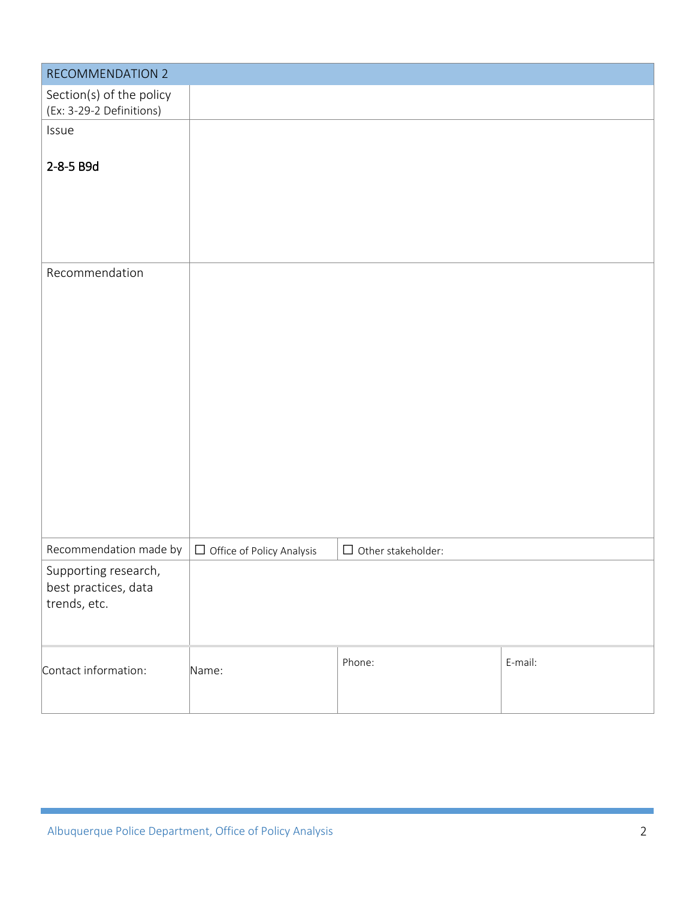| RECOMMENDATION 2 | | |
|---|---|---|
| Section(s) of the policy (Ex: 3-29-2 Definitions) | | |
| Issue<br><br>2-8-5 B9d | | |
| Recommendation | | |
| Recommendation made by | ☐ Office of Policy Analysis | ☐ Other stakeholder: |
| Supporting research, best practices, data trends, etc. | | |

| | | | |
|---|---|---|---|
| Contact information: | Name: | Phone: | E-mail: |